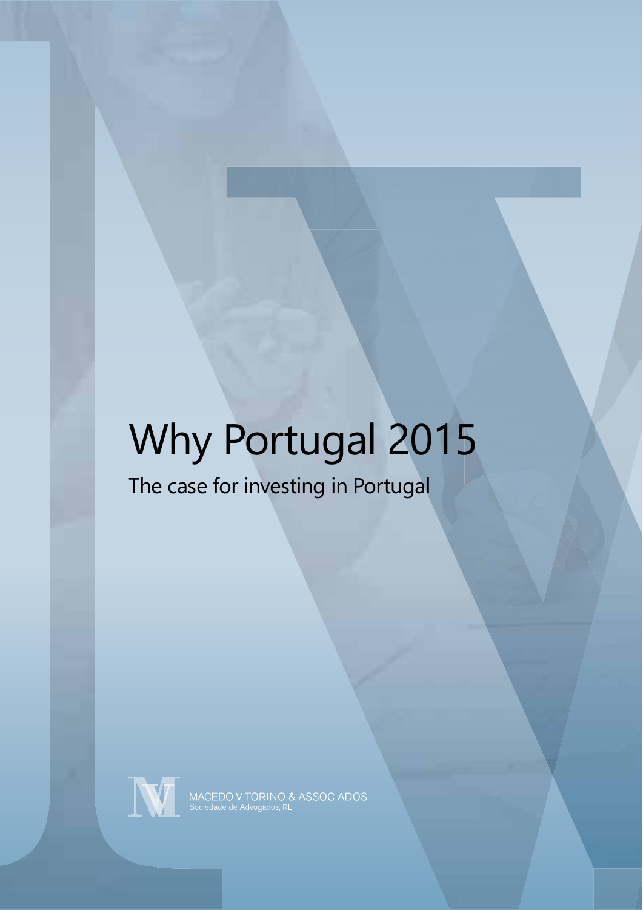# Why Portugal 2015

## The case for investing in Portugal

MACEDO VITORINO & ASSOCIADOS
Sociedade de Advogados, RL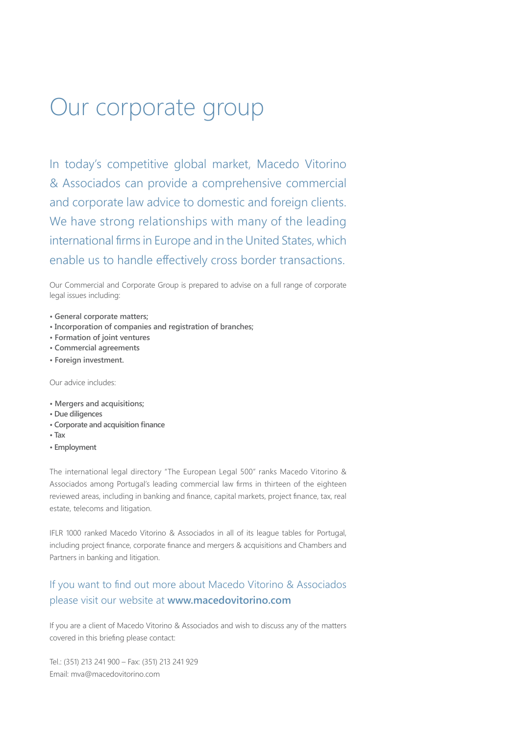# Our corporate group

In today's competitive global market, Macedo Vitorino & Associados can provide a comprehensive commercial and corporate law advice to domestic and foreign clients. We have strong relationships with many of the leading international firms in Europe and in the United States, which enable us to handle effectively cross border transactions.

Our Commercial and Corporate Group is prepared to advise on a full range of corporate legal issues including:

- **General corporate matters;**
- **Incorporation of companies and registration of branches;**
- **Formation of joint ventures**
- **Commercial agreements**
- **Foreign investment.**

Our advice includes:

- **Mergers and acquisitions;**
- **Due diligences**
- **Corporate and acquisition finance**
- **Tax**
- **Employment**

The international legal directory "The European Legal 500" ranks Macedo Vitorino & Associados among Portugal's leading commercial law firms in thirteen of the eighteen reviewed areas, including in banking and finance, capital markets, project finance, tax, real estate, telecoms and litigation.

IFLR 1000 ranked Macedo Vitorino & Associados in all of its league tables for Portugal, including project finance, corporate finance and mergers & acquisitions and Chambers and Partners in banking and litigation.

If you want to find out more about Macedo Vitorino & Associados please visit our website at **www.macedovitorino.com**

If you are a client of Macedo Vitorino & Associados and wish to discuss any of the matters covered in this briefing please contact:

Tel.: (351) 213 241 900 – Fax: (351) 213 241 929
Email: mva@macedovitorino.com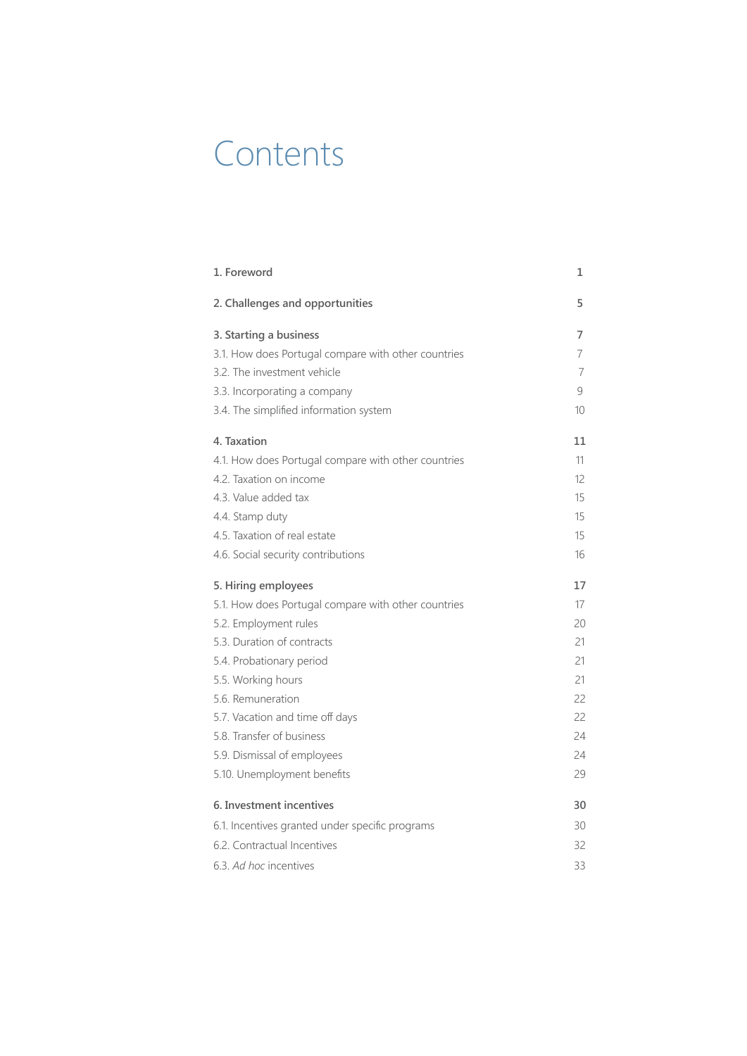# Contents

| | |
|---|---|
| **1. Foreword** | **1** |
| **2. Challenges and opportunities** | **5** |
| **3. Starting a business** | **7** |
| 3.1. How does Portugal compare with other countries | 7 |
| 3.2. The investment vehicle | 7 |
| 3.3. Incorporating a company | 9 |
| 3.4. The simplified information system | 10 |
| **4. Taxation** | **11** |
| 4.1. How does Portugal compare with other countries | 11 |
| 4.2. Taxation on income | 12 |
| 4.3. Value added tax | 15 |
| 4.4. Stamp duty | 15 |
| 4.5. Taxation of real estate | 15 |
| 4.6. Social security contributions | 16 |
| **5. Hiring employees** | **17** |
| 5.1. How does Portugal compare with other countries | 17 |
| 5.2. Employment rules | 20 |
| 5.3. Duration of contracts | 21 |
| 5.4. Probationary period | 21 |
| 5.5. Working hours | 21 |
| 5.6. Remuneration | 22 |
| 5.7. Vacation and time off days | 22 |
| 5.8. Transfer of business | 24 |
| 5.9. Dismissal of employees | 24 |
| 5.10. Unemployment benefits | 29 |
| **6. Investment incentives** | **30** |
| 6.1. Incentives granted under specific programs | 30 |
| 6.2. Contractual Incentives | 32 |
| 6.3. *Ad hoc* incentives | 33 |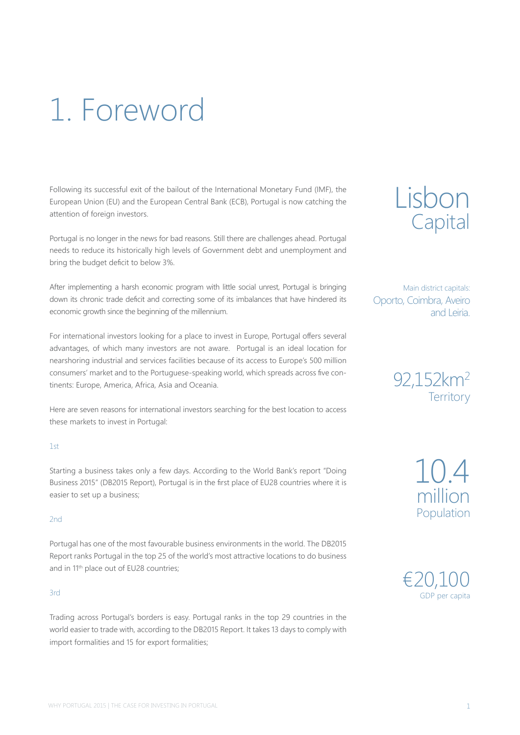# 1. Foreword

Following its successful exit of the bailout of the International Monetary Fund (IMF), the European Union (EU) and the European Central Bank (ECB), Portugal is now catching the attention of foreign investors.

Portugal is no longer in the news for bad reasons. Still there are challenges ahead. Portugal needs to reduce its historically high levels of Government debt and unemployment and bring the budget deficit to below 3%.

After implementing a harsh economic program with little social unrest, Portugal is bringing down its chronic trade deficit and correcting some of its imbalances that have hindered its economic growth since the beginning of the millennium.

For international investors looking for a place to invest in Europe, Portugal offers several advantages, of which many investors are not aware. Portugal is an ideal location for nearshoring industrial and services facilities because of its access to Europe's 500 million consumers' market and to the Portuguese-speaking world, which spreads across five continents: Europe, America, Africa, Asia and Oceania.

Here are seven reasons for international investors searching for the best location to access these markets to invest in Portugal:

1st

Starting a business takes only a few days. According to the World Bank's report "Doing Business 2015" (DB2015 Report), Portugal is in the first place of EU28 countries where it is easier to set up a business;

2nd

Portugal has one of the most favourable business environments in the world. The DB2015 Report ranks Portugal in the top 25 of the world's most attractive locations to do business and in 11th place out of EU28 countries;

3rd

Trading across Portugal's borders is easy. Portugal ranks in the top 29 countries in the world easier to trade with, according to the DB2015 Report. It takes 13 days to comply with import formalities and 15 for export formalities;

**Lisbon**
Capital

Main district capitals:
Oporto, Coimbra, Aveiro and Leiria.

**92,152km$^2$**
Territory

**10.4 million**
Population

**€20,100**
GDP per capita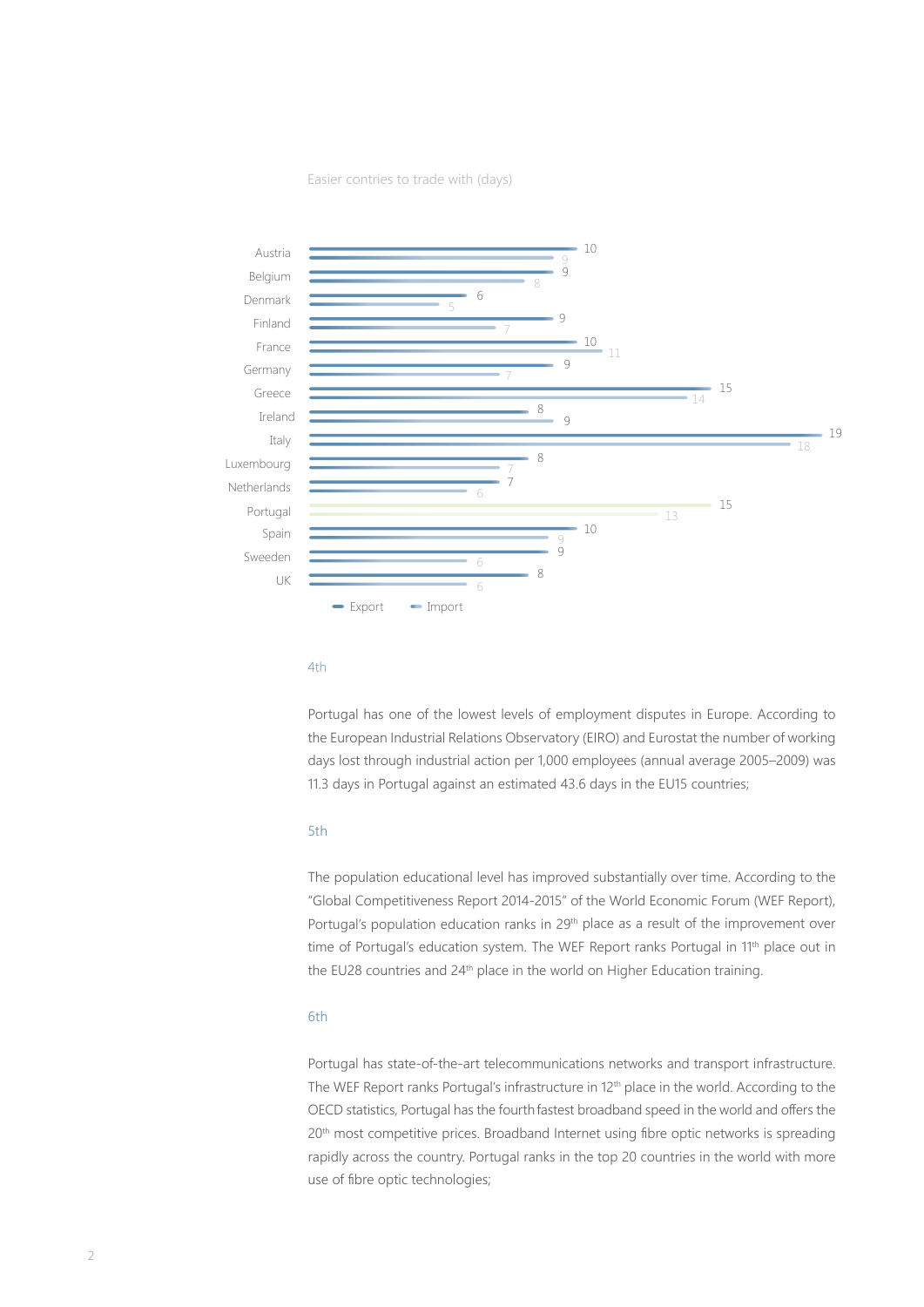Easier contries to trade with (days)

| Country | Export | Import |
| --- | --- | --- |
| Austria | 10 | 9 |
| Belgium | 9 | 8 |
| Denmark | 6 | 5 |
| Finland | 9 | 7 |
| France | 10 | 11 |
| Germany | 9 | 7 |
| Greece | 15 | 14 |
| Ireland | 8 | 9 |
| Italy | 19 | 18 |
| Luxembourg | 8 | 7 |
| Netherlands | 7 | 6 |
| Portugal | 15 | 13 |
| Spain | 10 | 9 |
| Sweeden | 9 | 6 |
| UK | 8 | 6 |

### 4th

Portugal has one of the lowest levels of employment disputes in Europe. According to the European Industrial Relations Observatory (EIRO) and Eurostat the number of working days lost through industrial action per 1,000 employees (annual average 2005–2009) was 11.3 days in Portugal against an estimated 43.6 days in the EU15 countries;

### 5th

The population educational level has improved substantially over time. According to the "Global Competitiveness Report 2014-2015" of the World Economic Forum (WEF Report), Portugal's population education ranks in 29th place as a result of the improvement over time of Portugal's education system. The WEF Report ranks Portugal in 11th place out in the EU28 countries and 24th place in the world on Higher Education training.

### 6th

Portugal has state-of-the-art telecommunications networks and transport infrastructure. The WEF Report ranks Portugal's infrastructure in 12th place in the world. According to the OECD statistics, Portugal has the fourth fastest broadband speed in the world and offers the 20th most competitive prices. Broadband Internet using fibre optic networks is spreading rapidly across the country. Portugal ranks in the top 20 countries in the world with more use of fibre optic technologies;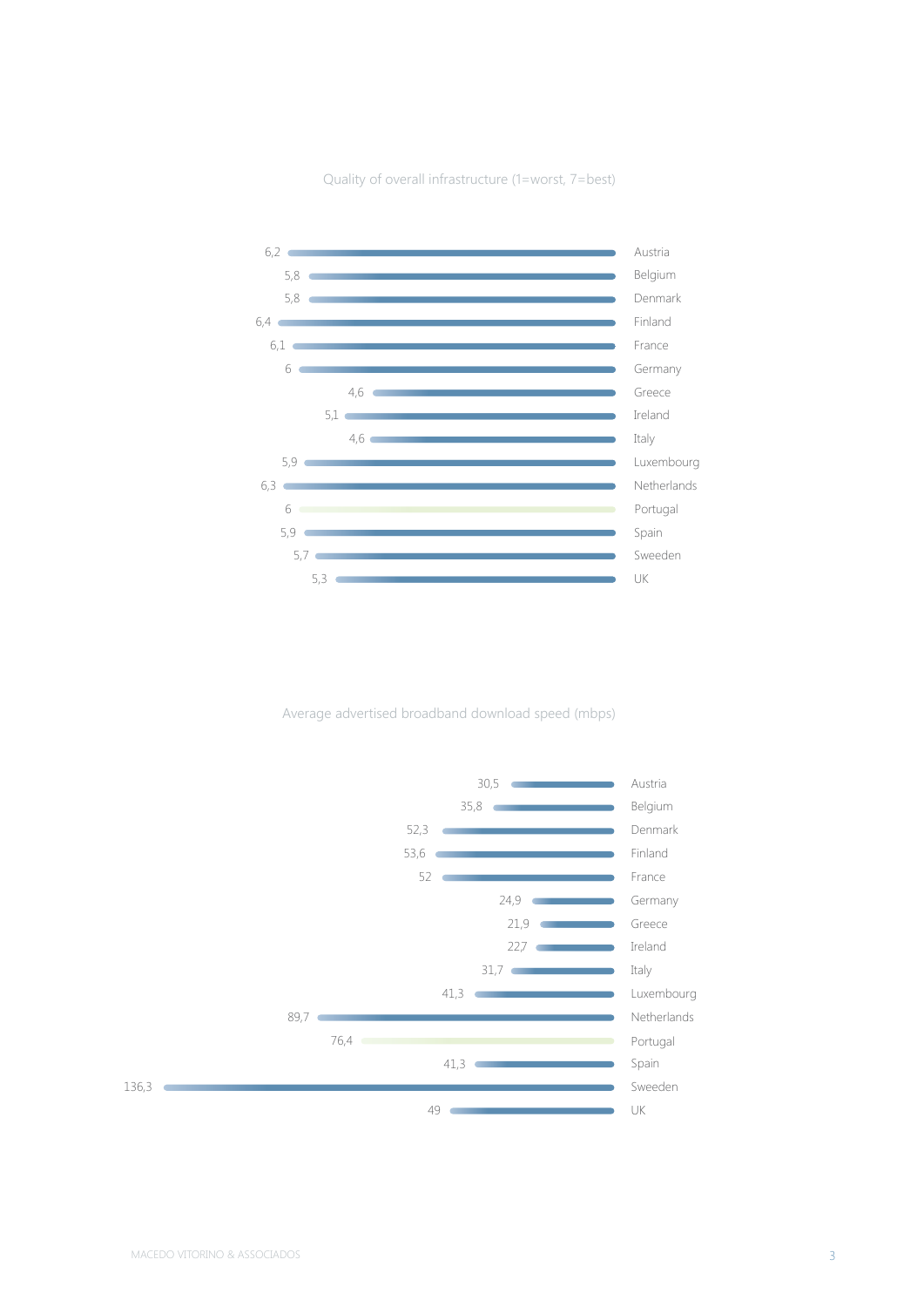Quality of overall infrastructure (1=worst, 7=best)

| Country | Score |
|---|---|
| Austria | 6,2 |
| Belgium | 5,8 |
| Denmark | 5,8 |
| Finland | 6,4 |
| France | 6,1 |
| Germany | 6 |
| Greece | 4,6 |
| Ireland | 5,1 |
| Italy | 4,6 |
| Luxembourg | 5,9 |
| Netherlands | 6,3 |
| Portugal | 6 |
| Spain | 5,9 |
| Sweeden | 5,7 |
| UK | 5,3 |

Average advertised broadband download speed (mbps)

| Country | Speed |
|---|---|
| Austria | 30,5 |
| Belgium | 35,8 |
| Denmark | 52,3 |
| Finland | 53,6 |
| France | 52 |
| Germany | 24,9 |
| Greece | 21,9 |
| Ireland | 22,7 |
| Italy | 31,7 |
| Luxembourg | 41,3 |
| Netherlands | 89,7 |
| Portugal | 76,4 |
| Spain | 41,3 |
| Sweeden | 136,3 |
| UK | 49 |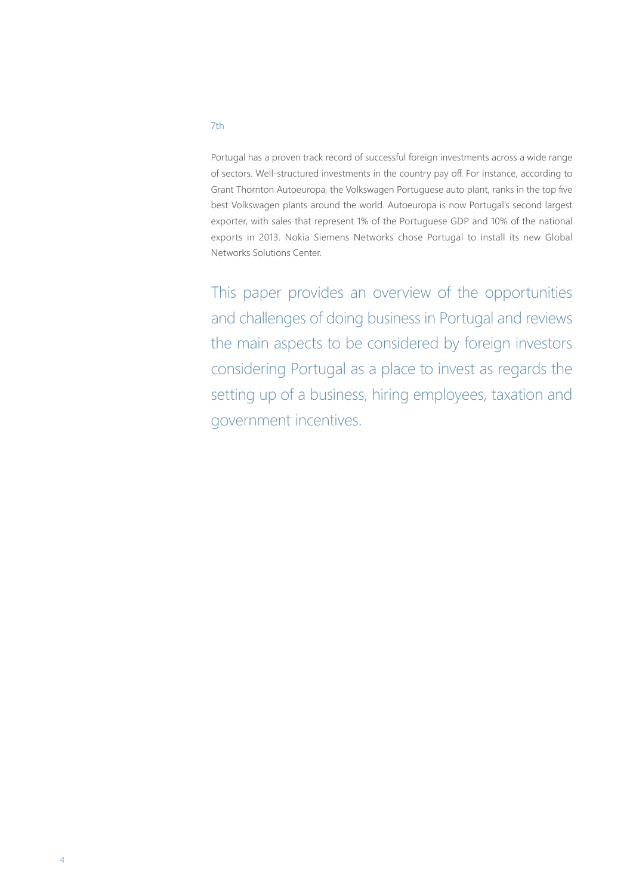7th

Portugal has a proven track record of successful foreign investments across a wide range of sectors. Well-structured investments in the country pay off. For instance, according to Grant Thornton Autoeuropa, the Volkswagen Portuguese auto plant, ranks in the top five best Volkswagen plants around the world. Autoeuropa is now Portugal's second largest exporter, with sales that represent 1% of the Portuguese GDP and 10% of the national exports in 2013. Nokia Siemens Networks chose Portugal to install its new Global Networks Solutions Center.

This paper provides an overview of the opportunities and challenges of doing business in Portugal and reviews the main aspects to be considered by foreign investors considering Portugal as a place to invest as regards the setting up of a business, hiring employees, taxation and government incentives.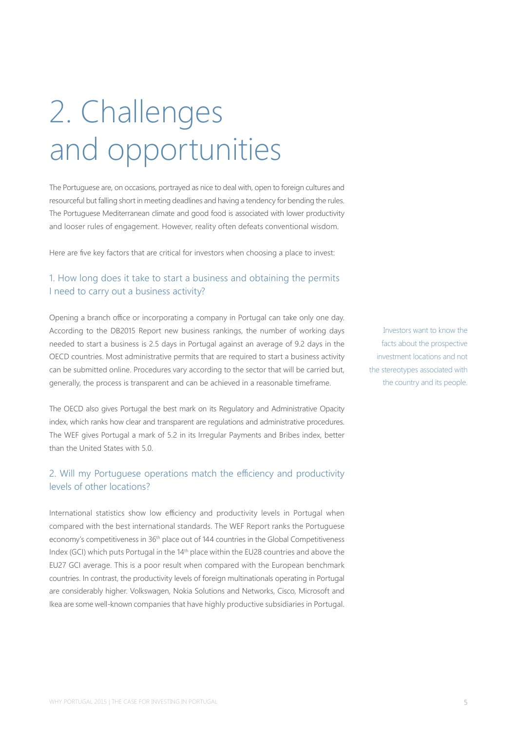# 2. Challenges and opportunities

The Portuguese are, on occasions, portrayed as nice to deal with, open to foreign cultures and resourceful but falling short in meeting deadlines and having a tendency for bending the rules. The Portuguese Mediterranean climate and good food is associated with lower productivity and looser rules of engagement. However, reality often defeats conventional wisdom.

Here are five key factors that are critical for investors when choosing a place to invest:

## 1. How long does it take to start a business and obtaining the permits I need to carry out a business activity?

Opening a branch office or incorporating a company in Portugal can take only one day. According to the DB2015 Report new business rankings, the number of working days needed to start a business is 2.5 days in Portugal against an average of 9.2 days in the OECD countries. Most administrative permits that are required to start a business activity can be submitted online. Procedures vary according to the sector that will be carried but, generally, the process is transparent and can be achieved in a reasonable timeframe.

> Investors want to know the facts about the prospective investment locations and not the stereotypes associated with the country and its people.

The OECD also gives Portugal the best mark on its Regulatory and Administrative Opacity index, which ranks how clear and transparent are regulations and administrative procedures. The WEF gives Portugal a mark of 5.2 in its Irregular Payments and Bribes index, better than the United States with 5.0.

## 2. Will my Portuguese operations match the efficiency and productivity levels of other locations?

International statistics show low efficiency and productivity levels in Portugal when compared with the best international standards. The WEF Report ranks the Portuguese economy's competitiveness in 36th place out of 144 countries in the Global Competitiveness Index (GCI) which puts Portugal in the 14th place within the EU28 countries and above the EU27 GCI average. This is a poor result when compared with the European benchmark countries. In contrast, the productivity levels of foreign multinationals operating in Portugal are considerably higher. Volkswagen, Nokia Solutions and Networks, Cisco, Microsoft and Ikea are some well-known companies that have highly productive subsidiaries in Portugal.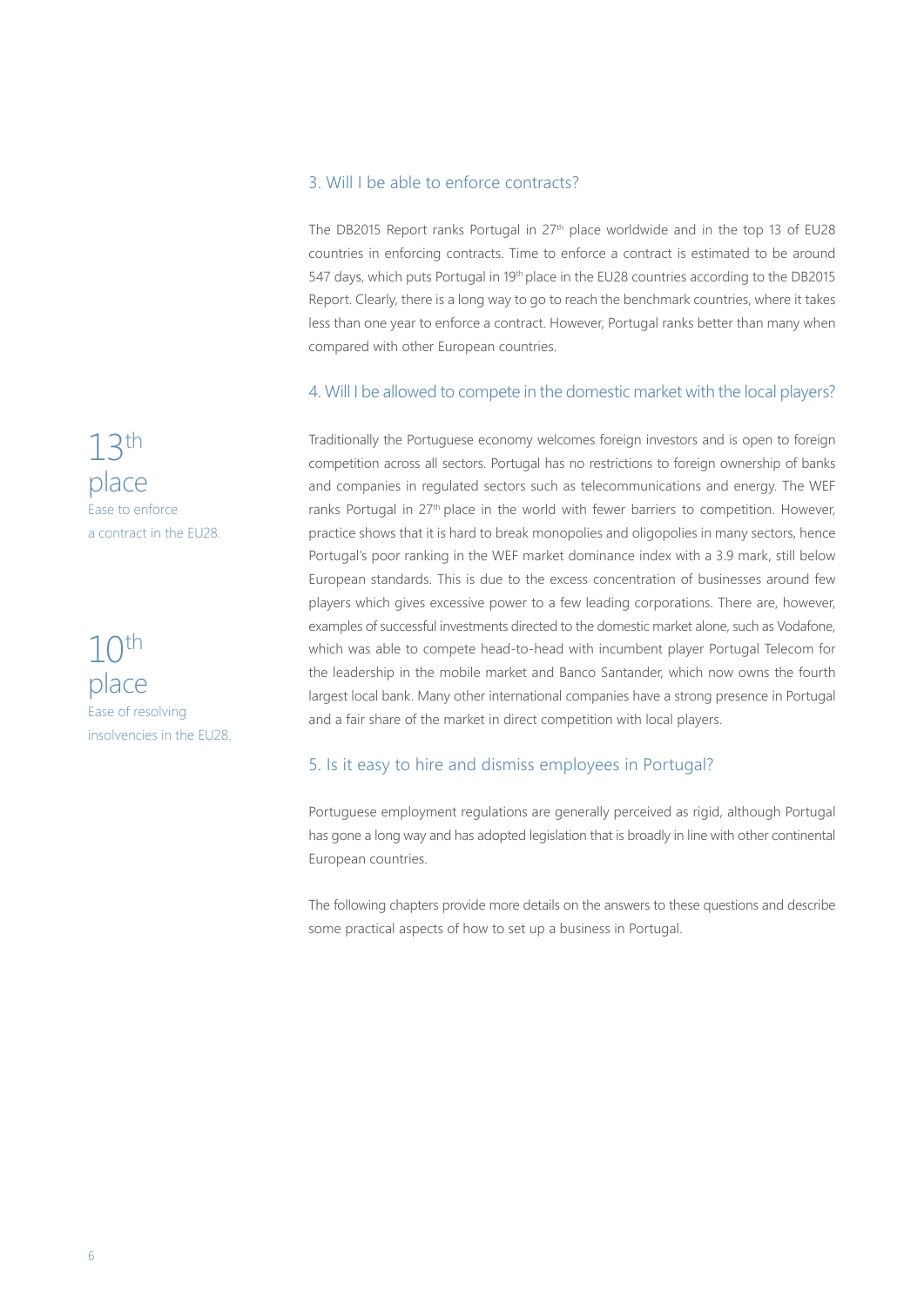### 3. Will I be able to enforce contracts?

The DB2015 Report ranks Portugal in 27th place worldwide and in the top 13 of EU28 countries in enforcing contracts. Time to enforce a contract is estimated to be around 547 days, which puts Portugal in 19th place in the EU28 countries according to the DB2015 Report. Clearly, there is a long way to go to reach the benchmark countries, where it takes less than one year to enforce a contract. However, Portugal ranks better than many when compared with other European countries.

### 4. Will I be allowed to compete in the domestic market with the local players?

**13th place**
Ease to enforce a contract in the EU28.

**10th place**
Ease of resolving insolvencies in the EU28.

Traditionally the Portuguese economy welcomes foreign investors and is open to foreign competition across all sectors. Portugal has no restrictions to foreign ownership of banks and companies in regulated sectors such as telecommunications and energy. The WEF ranks Portugal in 27th place in the world with fewer barriers to competition. However, practice shows that it is hard to break monopolies and oligopolies in many sectors, hence Portugal's poor ranking in the WEF market dominance index with a 3.9 mark, still below European standards. This is due to the excess concentration of businesses around few players which gives excessive power to a few leading corporations. There are, however, examples of successful investments directed to the domestic market alone, such as Vodafone, which was able to compete head-to-head with incumbent player Portugal Telecom for the leadership in the mobile market and Banco Santander, which now owns the fourth largest local bank. Many other international companies have a strong presence in Portugal and a fair share of the market in direct competition with local players.

### 5. Is it easy to hire and dismiss employees in Portugal?

Portuguese employment regulations are generally perceived as rigid, although Portugal has gone a long way and has adopted legislation that is broadly in line with other continental European countries.

The following chapters provide more details on the answers to these questions and describe some practical aspects of how to set up a business in Portugal.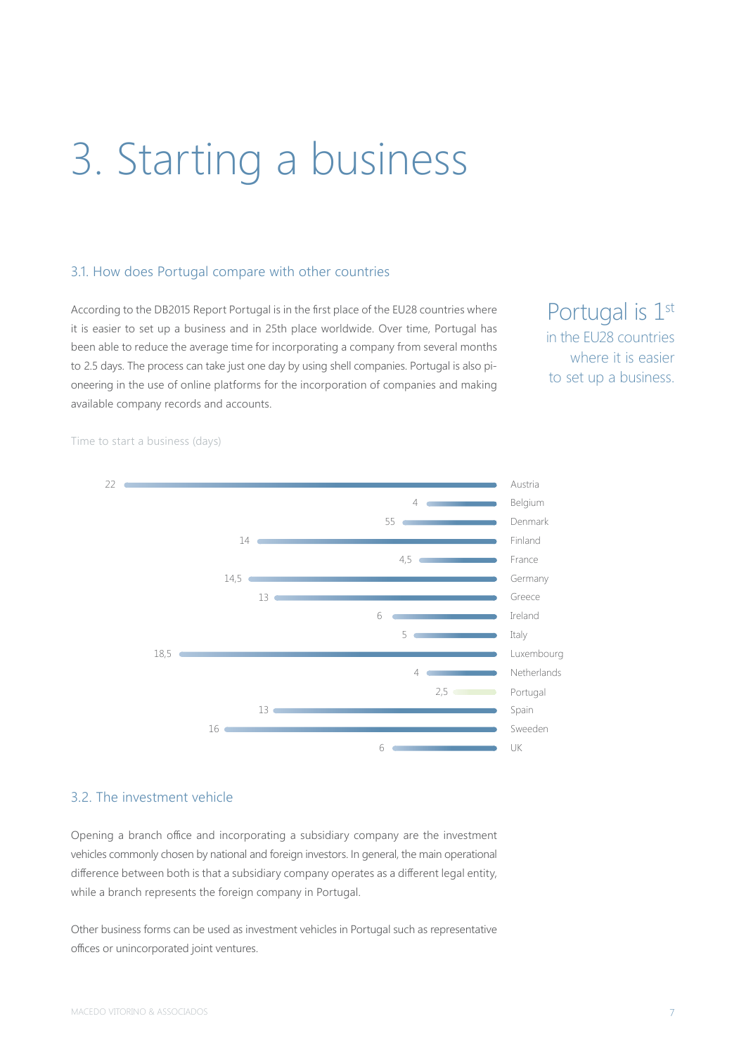# 3. Starting a business

## 3.1. How does Portugal compare with other countries

According to the DB2015 Report Portugal is in the first place of the EU28 countries where it is easier to set up a business and in 25th place worldwide. Over time, Portugal has been able to reduce the average time for incorporating a company from several months to 2.5 days. The process can take just one day by using shell companies. Portugal is also pioneering in the use of online platforms for the incorporation of companies and making available company records and accounts.

> Portugal is 1st in the EU28 countries where it is easier to set up a business.

Time to start a business (days)

| Country | Days |
|---|---|
| Austria | 22 |
| Belgium | 4 |
| Denmark | 55 |
| Finland | 14 |
| France | 4,5 |
| Germany | 14,5 |
| Greece | 13 |
| Ireland | 6 |
| Italy | 5 |
| Luxembourg | 18,5 |
| Netherlands | 4 |
| Portugal | 2,5 |
| Spain | 13 |
| Sweeden | 16 |
| UK | 6 |

## 3.2. The investment vehicle

Opening a branch office and incorporating a subsidiary company are the investment vehicles commonly chosen by national and foreign investors. In general, the main operational difference between both is that a subsidiary company operates as a different legal entity, while a branch represents the foreign company in Portugal.

Other business forms can be used as investment vehicles in Portugal such as representative offices or unincorporated joint ventures.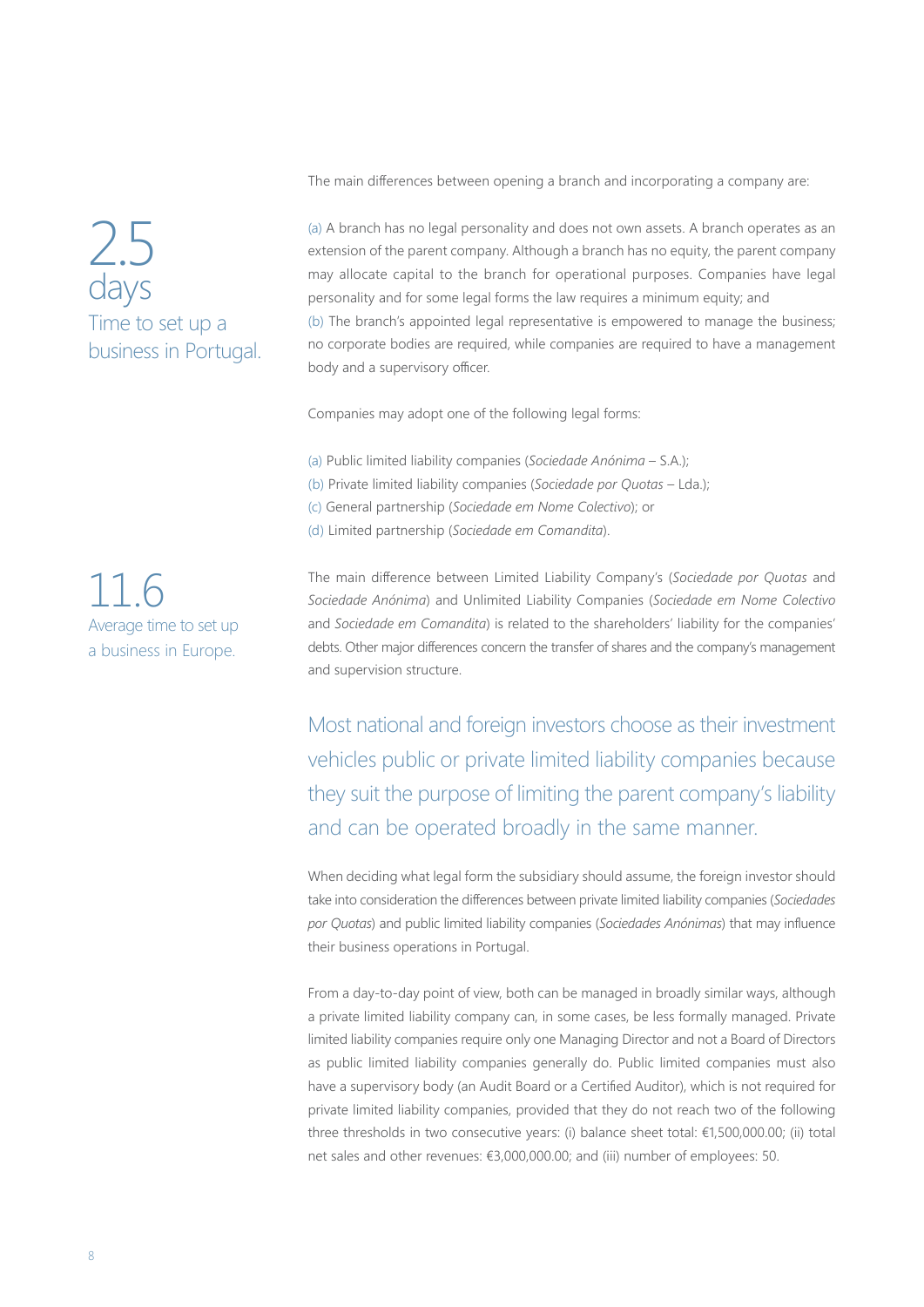**2.5 days**

Time to set up a business in Portugal.

The main differences between opening a branch and incorporating a company are:

(a) A branch has no legal personality and does not own assets. A branch operates as an extension of the parent company. Although a branch has no equity, the parent company may allocate capital to the branch for operational purposes. Companies have legal personality and for some legal forms the law requires a minimum equity; and
(b) The branch's appointed legal representative is empowered to manage the business; no corporate bodies are required, while companies are required to have a management body and a supervisory officer.

Companies may adopt one of the following legal forms:

(a) Public limited liability companies (*Sociedade Anónima* – S.A.);
(b) Private limited liability companies (*Sociedade por Quotas* – Lda.);
(c) General partnership (*Sociedade em Nome Colectivo*); or
(d) Limited partnership (*Sociedade em Comandita*).

**11.6**

Average time to set up a business in Europe.

The main difference between Limited Liability Company's (*Sociedade por Quotas* and *Sociedade Anónima*) and Unlimited Liability Companies (*Sociedade em Nome Colectivo* and *Sociedade em Comandita*) is related to the shareholders' liability for the companies' debts. Other major differences concern the transfer of shares and the company's management and supervision structure.

Most national and foreign investors choose as their investment vehicles public or private limited liability companies because they suit the purpose of limiting the parent company's liability and can be operated broadly in the same manner.

When deciding what legal form the subsidiary should assume, the foreign investor should take into consideration the differences between private limited liability companies (*Sociedades por Quotas*) and public limited liability companies (*Sociedades Anónimas*) that may influence their business operations in Portugal.

From a day-to-day point of view, both can be managed in broadly similar ways, although a private limited liability company can, in some cases, be less formally managed. Private limited liability companies require only one Managing Director and not a Board of Directors as public limited liability companies generally do. Public limited companies must also have a supervisory body (an Audit Board or a Certified Auditor), which is not required for private limited liability companies, provided that they do not reach two of the following three thresholds in two consecutive years: (i) balance sheet total: €1,500,000.00; (ii) total net sales and other revenues: €3,000,000.00; and (iii) number of employees: 50.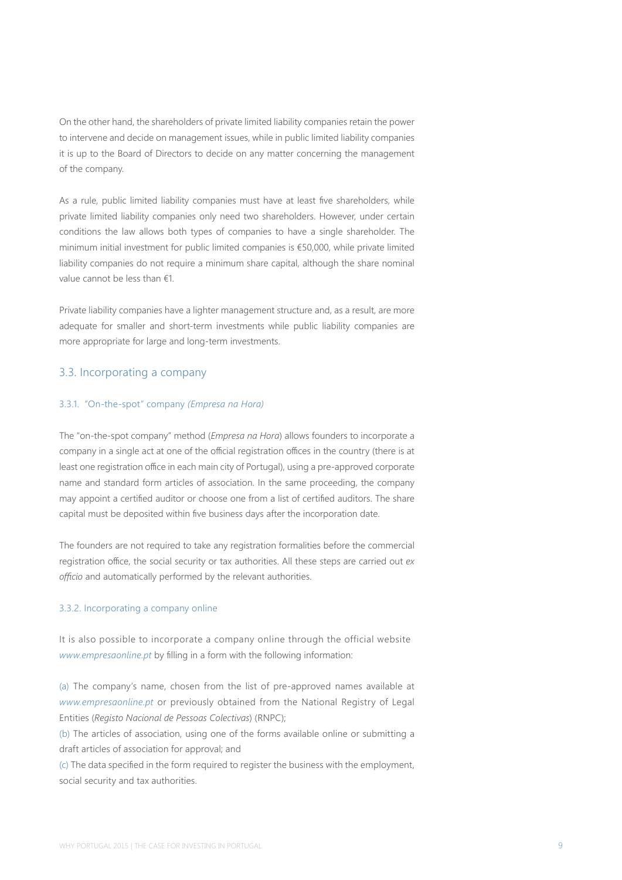On the other hand, the shareholders of private limited liability companies retain the power to intervene and decide on management issues, while in public limited liability companies it is up to the Board of Directors to decide on any matter concerning the management of the company.

As a rule, public limited liability companies must have at least five shareholders, while private limited liability companies only need two shareholders. However, under certain conditions the law allows both types of companies to have a single shareholder. The minimum initial investment for public limited companies is €50,000, while private limited liability companies do not require a minimum share capital, although the share nominal value cannot be less than €1.

Private liability companies have a lighter management structure and, as a result, are more adequate for smaller and short-term investments while public liability companies are more appropriate for large and long-term investments.

## 3.3. Incorporating a company

### 3.3.1. "On-the-spot" company *(Empresa na Hora)*

The "on-the-spot company" method (*Empresa na Hora*) allows founders to incorporate a company in a single act at one of the official registration offices in the country (there is at least one registration office in each main city of Portugal), using a pre-approved corporate name and standard form articles of association. In the same proceeding, the company may appoint a certified auditor or choose one from a list of certified auditors. The share capital must be deposited within five business days after the incorporation date.

The founders are not required to take any registration formalities before the commercial registration office, the social security or tax authorities. All these steps are carried out *ex officio* and automatically performed by the relevant authorities.

### 3.3.2. Incorporating a company online

It is also possible to incorporate a company online through the official website *www.empresaonline.pt* by filling in a form with the following information:

(a) The company's name, chosen from the list of pre-approved names available at *www.empresaonline.pt* or previously obtained from the National Registry of Legal Entities (*Registo Nacional de Pessoas Colectivas*) (RNPC);

(b) The articles of association, using one of the forms available online or submitting a draft articles of association for approval; and

(c) The data specified in the form required to register the business with the employment, social security and tax authorities.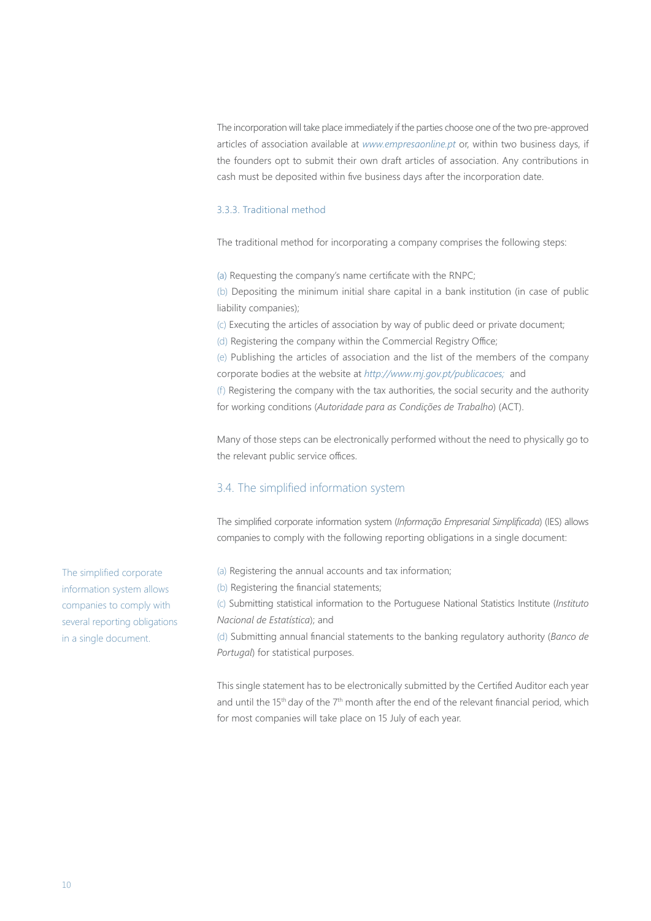The incorporation will take place immediately if the parties choose one of the two pre-approved articles of association available at *www.empresaonline.pt* or, within two business days, if the founders opt to submit their own draft articles of association. Any contributions in cash must be deposited within five business days after the incorporation date.

#### 3.3.3. Traditional method

The traditional method for incorporating a company comprises the following steps:

(a) Requesting the company's name certificate with the RNPC;
(b) Depositing the minimum initial share capital in a bank institution (in case of public liability companies);
(c) Executing the articles of association by way of public deed or private document;
(d) Registering the company within the Commercial Registry Office;
(e) Publishing the articles of association and the list of the members of the company corporate bodies at the website at *http://www.mj.gov.pt/publicacoes;* and
(f) Registering the company with the tax authorities, the social security and the authority for working conditions (*Autoridade para as Condições de Trabalho*) (ACT).

Many of those steps can be electronically performed without the need to physically go to the relevant public service offices.

### 3.4. The simplified information system

The simplified corporate information system (*Informação Empresarial Simplificada*) (IES) allows companies to comply with the following reporting obligations in a single document:

The simplified corporate information system allows companies to comply with several reporting obligations in a single document.

(a) Registering the annual accounts and tax information;
(b) Registering the financial statements;
(c) Submitting statistical information to the Portuguese National Statistics Institute (*Instituto Nacional de Estatística*); and
(d) Submitting annual financial statements to the banking regulatory authority (*Banco de Portugal*) for statistical purposes.

This single statement has to be electronically submitted by the Certified Auditor each year and until the 15th day of the 7th month after the end of the relevant financial period, which for most companies will take place on 15 July of each year.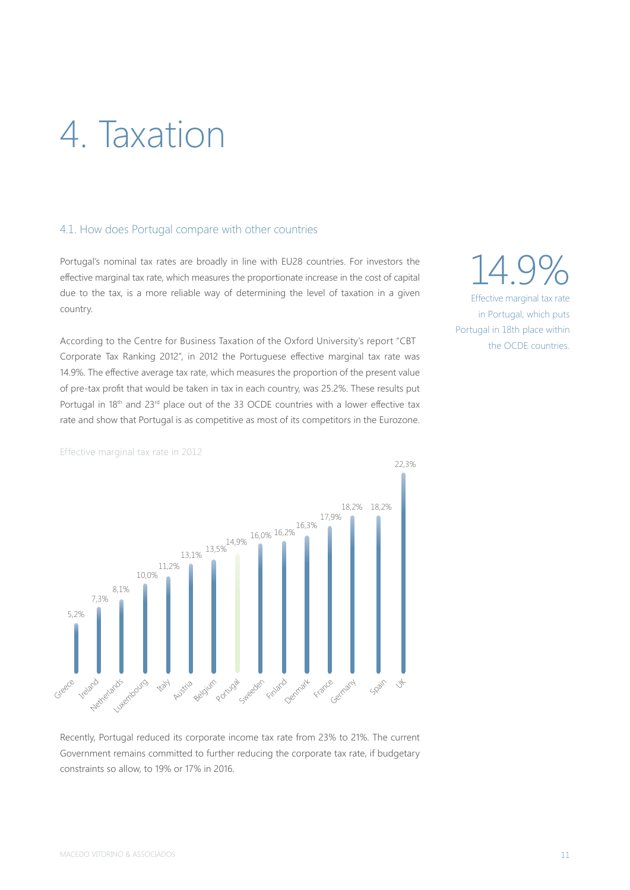# 4. Taxation

## 4.1. How does Portugal compare with other countries

Portugal's nominal tax rates are broadly in line with EU28 countries. For investors the effective marginal tax rate, which measures the proportionate increase in the cost of capital due to the tax, is a more reliable way of determining the level of taxation in a given country.

According to the Centre for Business Taxation of the Oxford University's report "CBT Corporate Tax Ranking 2012", in 2012 the Portuguese effective marginal tax rate was 14.9%. The effective average tax rate, which measures the proportion of the present value of pre-tax profit that would be taken in tax in each country, was 25.2%. These results put Portugal in 18th and 23rd place out of the 33 OCDE countries with a lower effective tax rate and show that Portugal is as competitive as most of its competitors in the Eurozone.

**14.9%**

Effective marginal tax rate in Portugal, which puts Portugal in 18th place within the OCDE countries.

Effective marginal tax rate in 2012

| Country | Rate |
| --- | --- |
| Greece | 5,2% |
| Ireland | 7,3% |
| Netherlands | 8,1% |
| Luxembourg | 10,0% |
| Italy | 11,2% |
| Austria | 13,1% |
| Belgium | 13,5% |
| Portugal | 14,9% |
| Sweeden | 16,0% |
| Finland | 16,2% |
| Denmark | 16,3% |
| France | 17,9% |
| Germany | 18,2% |
| Spain | 18,2% |
| UK | 22,3% |

Recently, Portugal reduced its corporate income tax rate from 23% to 21%. The current Government remains committed to further reducing the corporate tax rate, if budgetary constraints so allow, to 19% or 17% in 2016.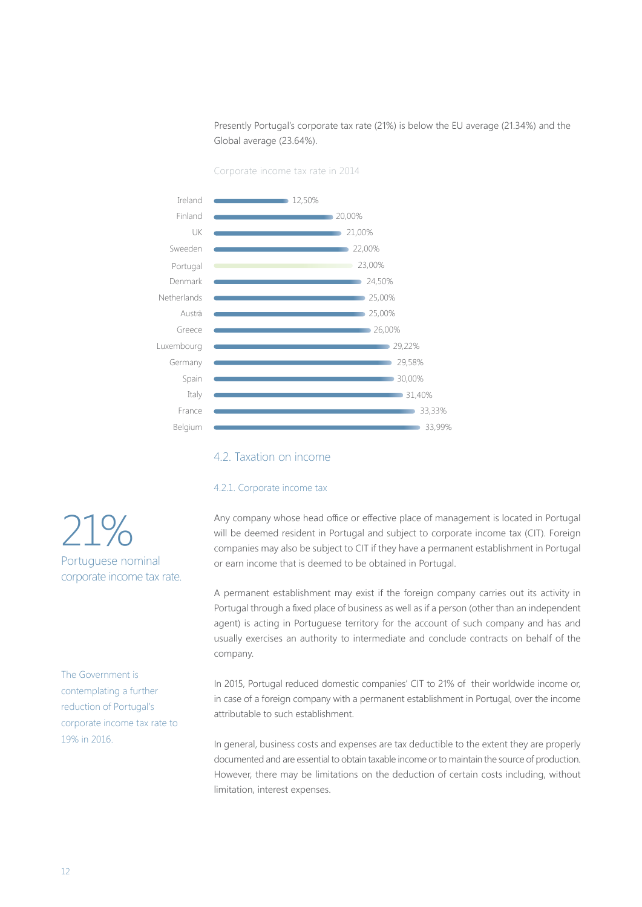Presently Portugal's corporate tax rate (21%) is below the EU average (21.34%) and the Global average (23.64%).

Corporate income tax rate in 2014

| Country | Rate |
|---|---|
| Ireland | 12,50% |
| Finland | 20,00% |
| UK | 21,00% |
| Sweeden | 22,00% |
| Portugal | 23,00% |
| Denmark | 24,50% |
| Netherlands | 25,00% |
| Austria | 25,00% |
| Greece | 26,00% |
| Luxembourg | 29,22% |
| Germany | 29,58% |
| Spain | 30,00% |
| Italy | 31,40% |
| France | 33,33% |
| Belgium | 33,99% |

## 4.2. Taxation on income

### 4.2.1. Corporate income tax

**21%**
Portuguese nominal corporate income tax rate.

Any company whose head office or effective place of management is located in Portugal will be deemed resident in Portugal and subject to corporate income tax (CIT). Foreign companies may also be subject to CIT if they have a permanent establishment in Portugal or earn income that is deemed to be obtained in Portugal.

A permanent establishment may exist if the foreign company carries out its activity in Portugal through a fixed place of business as well as if a person (other than an independent agent) is acting in Portuguese territory for the account of such company and has and usually exercises an authority to intermediate and conclude contracts on behalf of the company.

The Government is contemplating a further reduction of Portugal's corporate income tax rate to 19% in 2016.

In 2015, Portugal reduced domestic companies' CIT to 21% of their worldwide income or, in case of a foreign company with a permanent establishment in Portugal, over the income attributable to such establishment.

In general, business costs and expenses are tax deductible to the extent they are properly documented and are essential to obtain taxable income or to maintain the source of production. However, there may be limitations on the deduction of certain costs including, without limitation, interest expenses.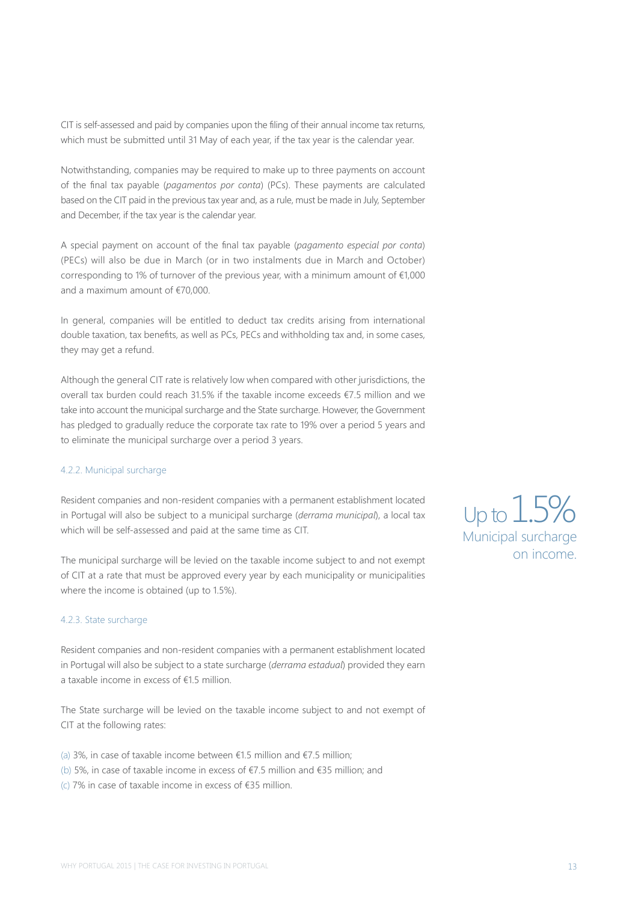CIT is self-assessed and paid by companies upon the filing of their annual income tax returns, which must be submitted until 31 May of each year, if the tax year is the calendar year.

Notwithstanding, companies may be required to make up to three payments on account of the final tax payable (*pagamentos por conta*) (PCs). These payments are calculated based on the CIT paid in the previous tax year and, as a rule, must be made in July, September and December, if the tax year is the calendar year.

A special payment on account of the final tax payable (*pagamento especial por conta*) (PECs) will also be due in March (or in two instalments due in March and October) corresponding to 1% of turnover of the previous year, with a minimum amount of €1,000 and a maximum amount of €70,000.

In general, companies will be entitled to deduct tax credits arising from international double taxation, tax benefits, as well as PCs, PECs and withholding tax and, in some cases, they may get a refund.

Although the general CIT rate is relatively low when compared with other jurisdictions, the overall tax burden could reach 31.5% if the taxable income exceeds €7.5 million and we take into account the municipal surcharge and the State surcharge. However, the Government has pledged to gradually reduce the corporate tax rate to 19% over a period 5 years and to eliminate the municipal surcharge over a period 3 years.

#### 4.2.2. Municipal surcharge

Resident companies and non-resident companies with a permanent establishment located in Portugal will also be subject to a municipal surcharge (*derrama municipal*), a local tax which will be self-assessed and paid at the same time as CIT.

Up to 1.5% Municipal surcharge on income.

The municipal surcharge will be levied on the taxable income subject to and not exempt of CIT at a rate that must be approved every year by each municipality or municipalities where the income is obtained (up to 1.5%).

#### 4.2.3. State surcharge

Resident companies and non-resident companies with a permanent establishment located in Portugal will also be subject to a state surcharge (*derrama estadual*) provided they earn a taxable income in excess of €1.5 million.

The State surcharge will be levied on the taxable income subject to and not exempt of CIT at the following rates:

(a) 3%, in case of taxable income between €1.5 million and €7.5 million;
(b) 5%, in case of taxable income in excess of €7.5 million and €35 million; and
(c) 7% in case of taxable income in excess of €35 million.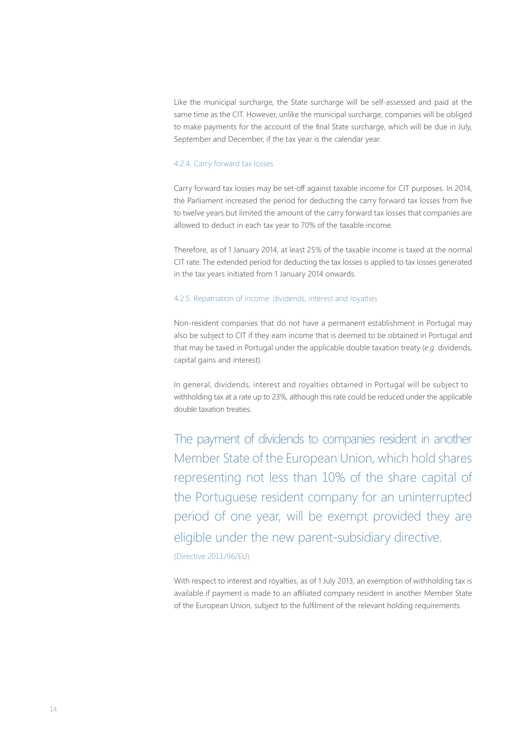Like the municipal surcharge, the State surcharge will be self-assessed and paid at the same time as the CIT. However, unlike the municipal surcharge, companies will be obliged to make payments for the account of the final State surcharge, which will be due in July, September and December, if the tax year is the calendar year.

#### 4.2.4. Carry forward tax losses

Carry forward tax losses may be set-off against taxable income for CIT purposes. In 2014, the Parliament increased the period for deducting the carry forward tax losses from five to twelve years but limited the amount of the carry forward tax losses that companies are allowed to deduct in each tax year to 70% of the taxable income.

Therefore, as of 1 January 2014, at least 25% of the taxable income is taxed at the normal CIT rate. The extended period for deducting the tax losses is applied to tax losses generated in the tax years initiated from 1 January 2014 onwards.

#### 4.2.5. Repatriation of income: dividends, interest and royalties

Non-resident companies that do not have a permanent establishment in Portugal may also be subject to CIT if they earn income that is deemed to be obtained in Portugal and that may be taxed in Portugal under the applicable double taxation treaty (*e.g.* dividends, capital gains and interest).

In general, dividends, interest and royalties obtained in Portugal will be subject to withholding tax at a rate up to 23%, although this rate could be reduced under the applicable double taxation treaties.

> The payment of dividends to companies resident in another Member State of the European Union, which hold shares representing not less than 10% of the share capital of the Portuguese resident company for an uninterrupted period of one year, will be exempt provided they are eligible under the new parent-subsidiary directive.
>
> (Directive 2011/96/EU).

With respect to interest and royalties, as of 1 July 2013, an exemption of withholding tax is available if payment is made to an affiliated company resident in another Member State of the European Union, subject to the fulfilment of the relevant holding requirements.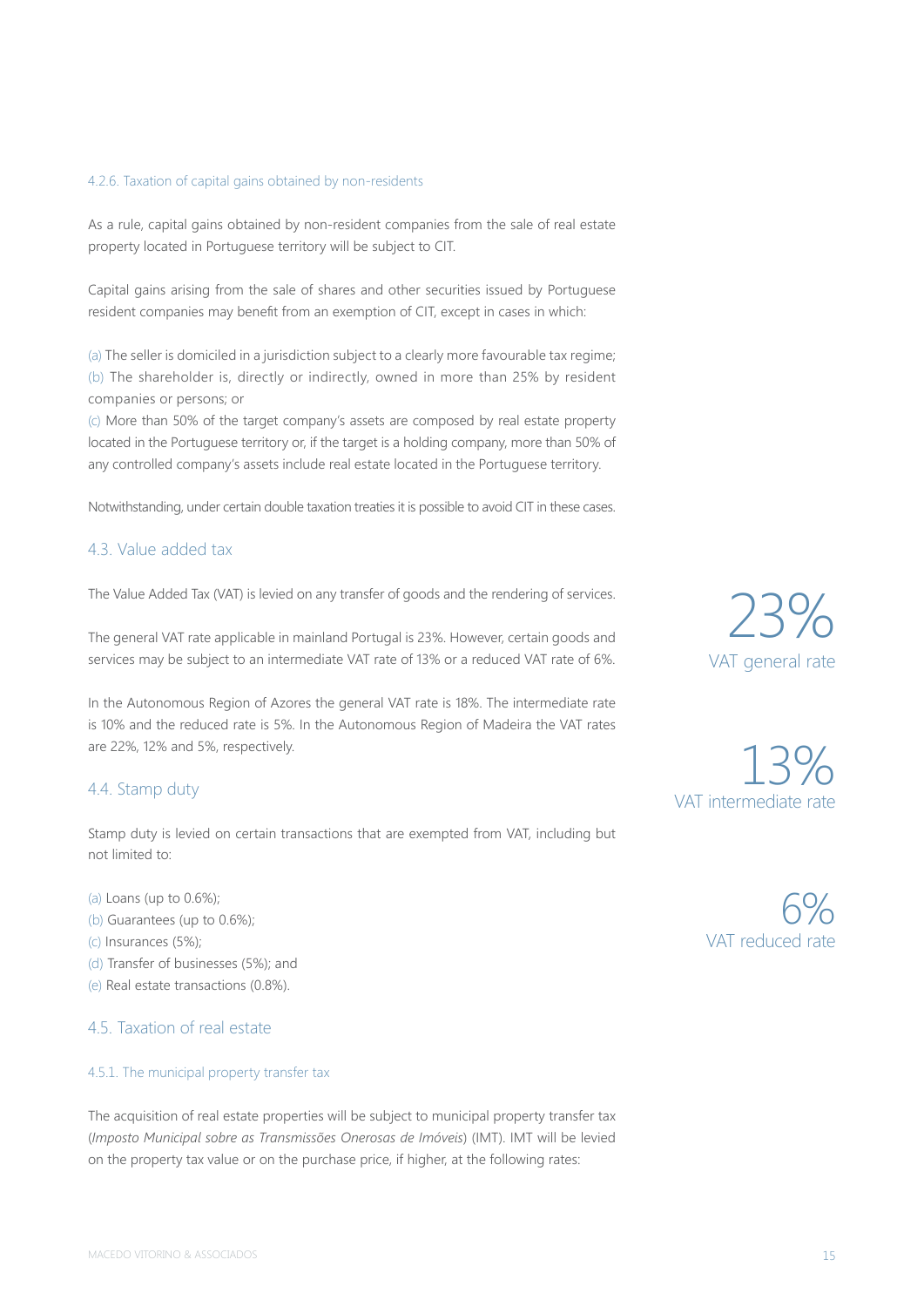#### 4.2.6. Taxation of capital gains obtained by non-residents

As a rule, capital gains obtained by non-resident companies from the sale of real estate property located in Portuguese territory will be subject to CIT.

Capital gains arising from the sale of shares and other securities issued by Portuguese resident companies may benefit from an exemption of CIT, except in cases in which:

(a) The seller is domiciled in a jurisdiction subject to a clearly more favourable tax regime;
(b) The shareholder is, directly or indirectly, owned in more than 25% by resident companies or persons; or
(c) More than 50% of the target company's assets are composed by real estate property located in the Portuguese territory or, if the target is a holding company, more than 50% of any controlled company's assets include real estate located in the Portuguese territory.

Notwithstanding, under certain double taxation treaties it is possible to avoid CIT in these cases.

### 4.3. Value added tax

The Value Added Tax (VAT) is levied on any transfer of goods and the rendering of services.

The general VAT rate applicable in mainland Portugal is 23%. However, certain goods and services may be subject to an intermediate VAT rate of 13% or a reduced VAT rate of 6%.

In the Autonomous Region of Azores the general VAT rate is 18%. The intermediate rate is 10% and the reduced rate is 5%. In the Autonomous Region of Madeira the VAT rates are 22%, 12% and 5%, respectively.

23%
VAT general rate

13%
VAT intermediate rate

6%
VAT reduced rate

### 4.4. Stamp duty

Stamp duty is levied on certain transactions that are exempted from VAT, including but not limited to:

(a) Loans (up to 0.6%);
(b) Guarantees (up to 0.6%);
(c) Insurances (5%);
(d) Transfer of businesses (5%); and
(e) Real estate transactions (0.8%).

### 4.5. Taxation of real estate

#### 4.5.1. The municipal property transfer tax

The acquisition of real estate properties will be subject to municipal property transfer tax (*Imposto Municipal sobre as Transmissões Onerosas de Imóveis*) (IMT). IMT will be levied on the property tax value or on the purchase price, if higher, at the following rates: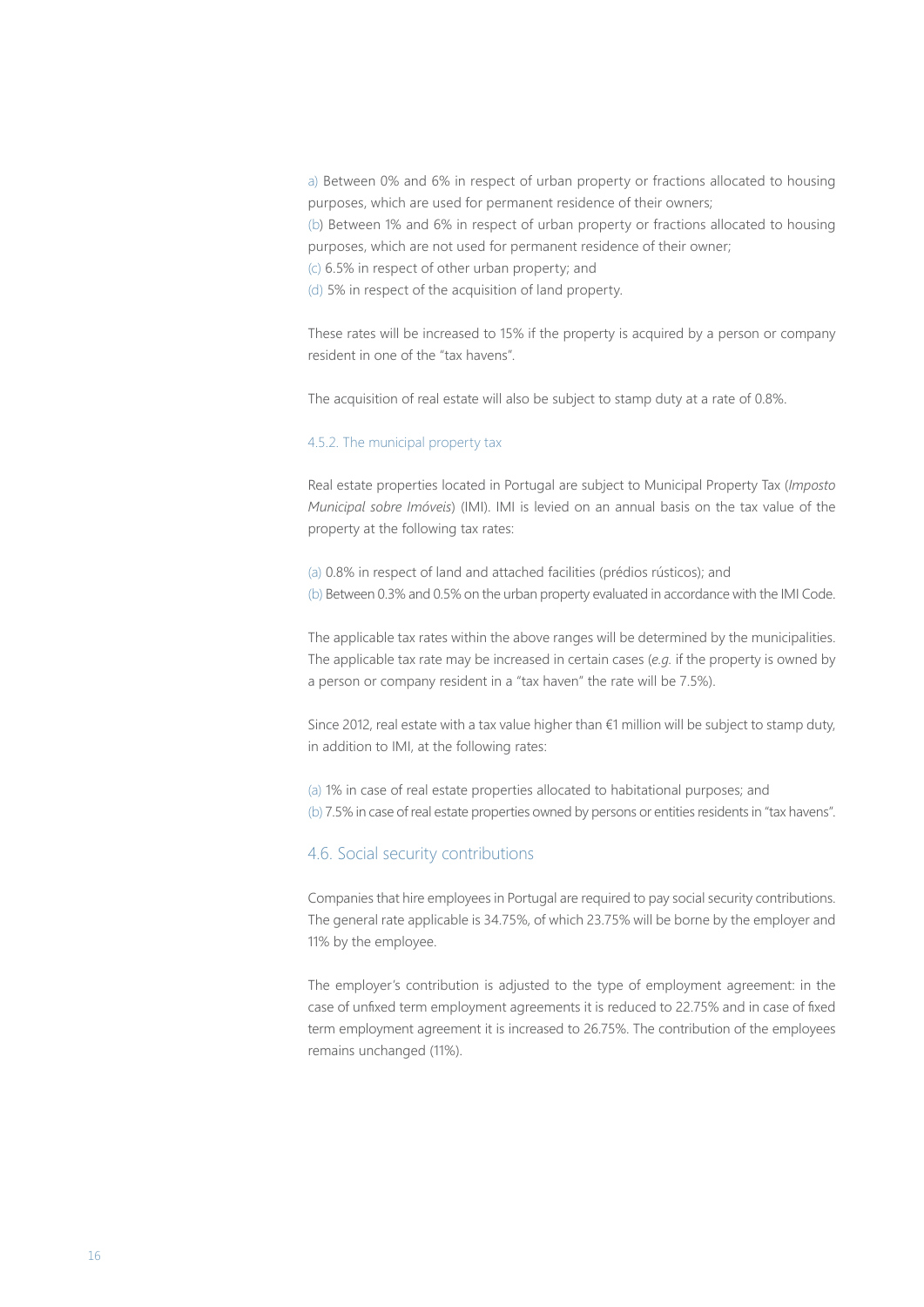a) Between 0% and 6% in respect of urban property or fractions allocated to housing purposes, which are used for permanent residence of their owners;
(b) Between 1% and 6% in respect of urban property or fractions allocated to housing purposes, which are not used for permanent residence of their owner;
(c) 6.5% in respect of other urban property; and
(d) 5% in respect of the acquisition of land property.

These rates will be increased to 15% if the property is acquired by a person or company resident in one of the "tax havens".

The acquisition of real estate will also be subject to stamp duty at a rate of 0.8%.

### 4.5.2. The municipal property tax

Real estate properties located in Portugal are subject to Municipal Property Tax (*Imposto Municipal sobre Imóveis*) (IMI). IMI is levied on an annual basis on the tax value of the property at the following tax rates:

(a) 0.8% in respect of land and attached facilities (prédios rústicos); and
(b) Between 0.3% and 0.5% on the urban property evaluated in accordance with the IMI Code.

The applicable tax rates within the above ranges will be determined by the municipalities. The applicable tax rate may be increased in certain cases (*e.g.* if the property is owned by a person or company resident in a "tax haven" the rate will be 7.5%).

Since 2012, real estate with a tax value higher than €1 million will be subject to stamp duty, in addition to IMI, at the following rates:

(a) 1% in case of real estate properties allocated to habitational purposes; and
(b) 7.5% in case of real estate properties owned by persons or entities residents in "tax havens".

## 4.6. Social security contributions

Companies that hire employees in Portugal are required to pay social security contributions. The general rate applicable is 34.75%, of which 23.75% will be borne by the employer and 11% by the employee.

The employer's contribution is adjusted to the type of employment agreement: in the case of unfixed term employment agreements it is reduced to 22.75% and in case of fixed term employment agreement it is increased to 26.75%. The contribution of the employees remains unchanged (11%).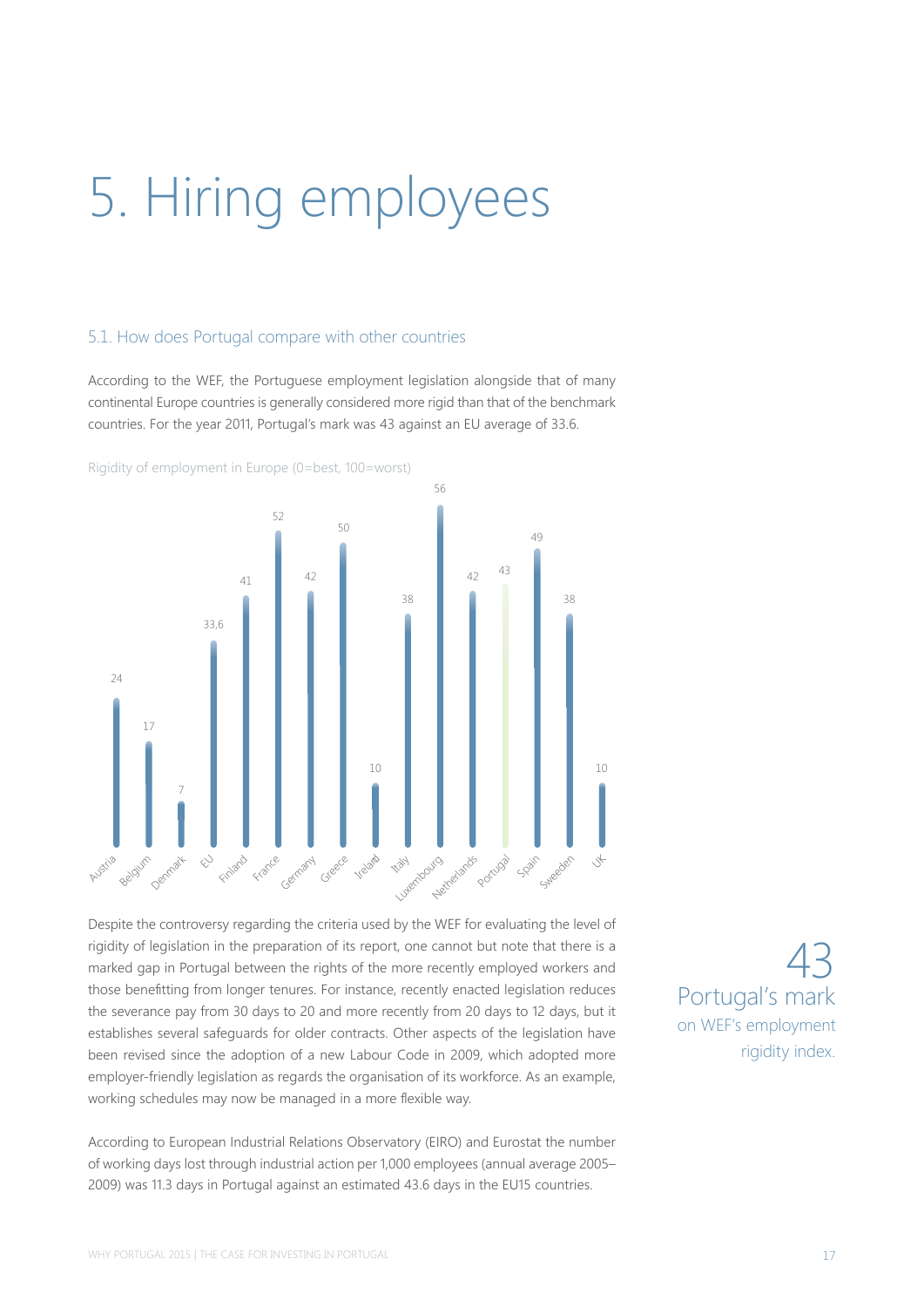# 5. Hiring employees

## 5.1. How does Portugal compare with other countries

According to the WEF, the Portuguese employment legislation alongside that of many continental Europe countries is generally considered more rigid than that of the benchmark countries. For the year 2011, Portugal's mark was 43 against an EU average of 33.6.

Rigidity of employment in Europe (0=best, 100=worst)

| Country | Value |
|---|---|
| Austria | 24 |
| Belgium | 17 |
| Denmark | 7 |
| EU | 33,6 |
| Finland | 41 |
| France | 52 |
| Germany | 42 |
| Greece | 50 |
| Ireland | 10 |
| Italy | 38 |
| Luxembourg | 56 |
| Netherlands | 42 |
| Portugal | 43 |
| Spain | 49 |
| Sweeden | 38 |
| UK | 10 |

Despite the controversy regarding the criteria used by the WEF for evaluating the level of rigidity of legislation in the preparation of its report, one cannot but note that there is a marked gap in Portugal between the rights of the more recently employed workers and those benefitting from longer tenures. For instance, recently enacted legislation reduces the severance pay from 30 days to 20 and more recently from 20 days to 12 days, but it establishes several safeguards for older contracts. Other aspects of the legislation have been revised since the adoption of a new Labour Code in 2009, which adopted more employer-friendly legislation as regards the organisation of its workforce. As an example, working schedules may now be managed in a more flexible way.

43
Portugal's mark
on WEF's employment rigidity index.

According to European Industrial Relations Observatory (EIRO) and Eurostat the number of working days lost through industrial action per 1,000 employees (annual average 2005–2009) was 11.3 days in Portugal against an estimated 43.6 days in the EU15 countries.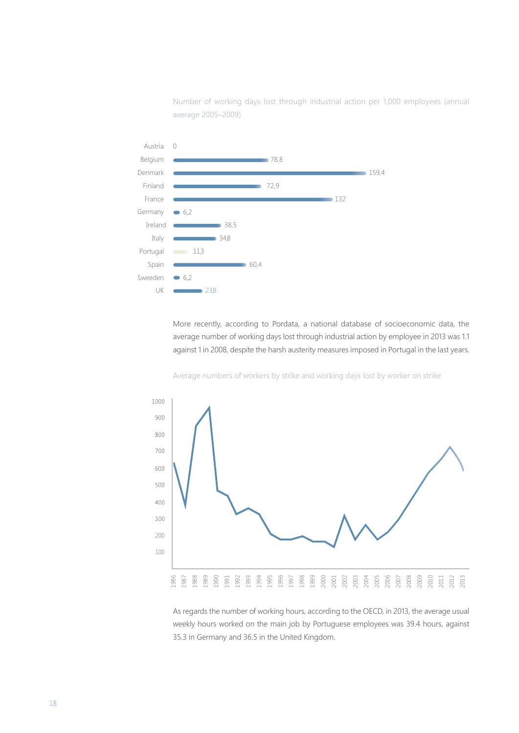Number of working days lost through industrial action per 1,000 employees (annual average 2005–2009)

| Country | Days lost |
|---|---|
| Austria | 0 |
| Belgium | 78,8 |
| Denmark | 159,4 |
| Finland | 72,9 |
| France | 132 |
| Germany | 6,2 |
| Ireland | 38,5 |
| Italy | 34,8 |
| Portugal | 11,3 |
| Spain | 60,4 |
| Sweeden | 6,2 |
| UK | 23,8 |

More recently, according to Pordata, a national database of socioeconomic data, the average number of working days lost through industrial action by employee in 2013 was 1.1 against 1 in 2008, despite the harsh austerity measures imposed in Portugal in the last years.

Average numbers of workers by strike and working days lost by worker on strike

As regards the number of working hours, according to the OECD, in 2013, the average usual weekly hours worked on the main job by Portuguese employees was 39.4 hours, against 35.3 in Germany and 36.5 in the United Kingdom.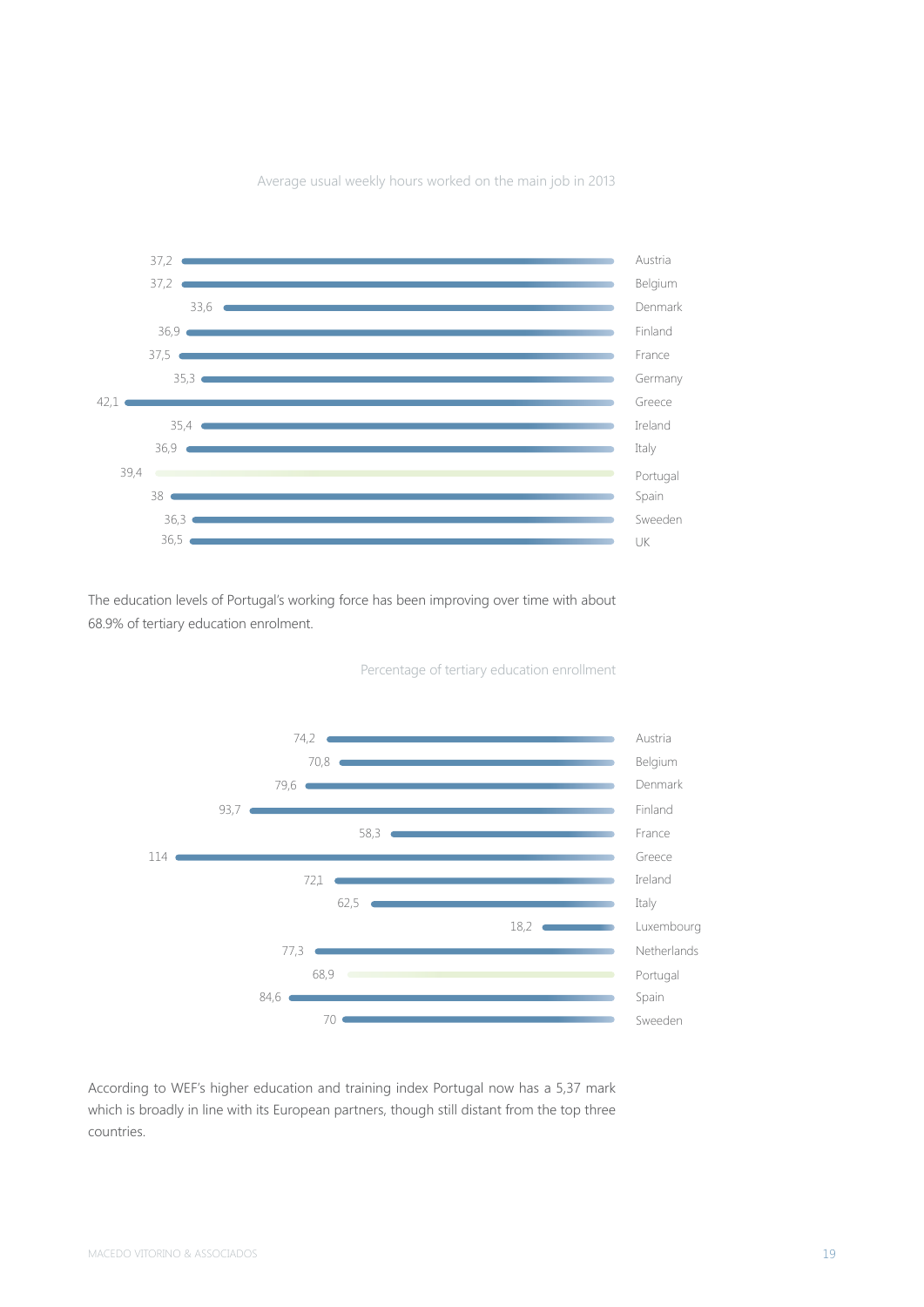Average usual weekly hours worked on the main job in 2013

| Country | Hours |
| --- | --- |
| Austria | 37,2 |
| Belgium | 37,2 |
| Denmark | 33,6 |
| Finland | 36,9 |
| France | 37,5 |
| Germany | 35,3 |
| Greece | 42,1 |
| Ireland | 35,4 |
| Italy | 36,9 |
| Portugal | 39,4 |
| Spain | 38 |
| Sweeden | 36,3 |
| UK | 36,5 |

The education levels of Portugal's working force has been improving over time with about 68.9% of tertiary education enrolment.

Percentage of tertiary education enrollment

| Country | Percentage |
| --- | --- |
| Austria | 74,2 |
| Belgium | 70,8 |
| Denmark | 79,6 |
| Finland | 93,7 |
| France | 58,3 |
| Greece | 114 |
| Ireland | 72,1 |
| Italy | 62,5 |
| Luxembourg | 18,2 |
| Netherlands | 77,3 |
| Portugal | 68,9 |
| Spain | 84,6 |
| Sweeden | 70 |

According to WEF's higher education and training index Portugal now has a 5,37 mark which is broadly in line with its European partners, though still distant from the top three countries.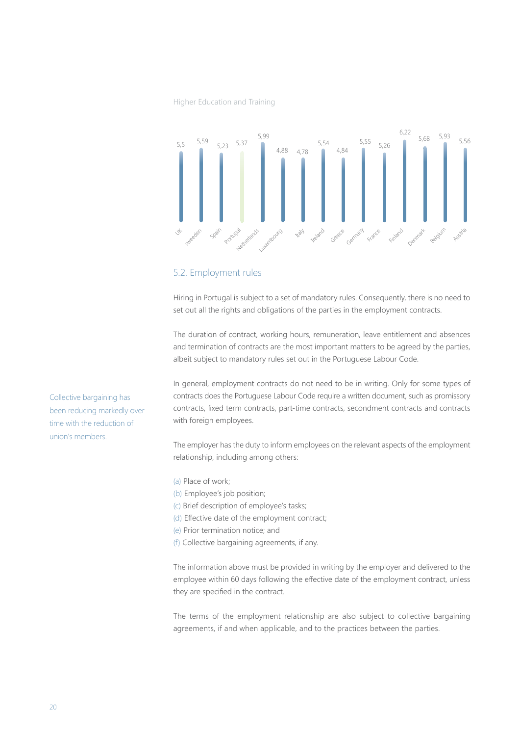Higher Education and Training

| UK | Sweeden | Spain | Portugal | Netherlands | Luxembourg | Italy | Ireland | Greece | Germany | France | Finland | Denmark | Belgium | Austria |
|---|---|---|---|---|---|---|---|---|---|---|---|---|---|---|
| 5,5 | 5,59 | 5,23 | 5,37 | 5,99 | 4,88 | 4,78 | 5,54 | 4,84 | 5,55 | 5,26 | 6,22 | 5,68 | 5,93 | 5,56 |

## 5.2. Employment rules

Hiring in Portugal is subject to a set of mandatory rules. Consequently, there is no need to set out all the rights and obligations of the parties in the employment contracts.

The duration of contract, working hours, remuneration, leave entitlement and absences and termination of contracts are the most important matters to be agreed by the parties, albeit subject to mandatory rules set out in the Portuguese Labour Code.

Collective bargaining has been reducing markedly over time with the reduction of union's members.

In general, employment contracts do not need to be in writing. Only for some types of contracts does the Portuguese Labour Code require a written document, such as promissory contracts, fixed term contracts, part-time contracts, secondment contracts and contracts with foreign employees.

The employer has the duty to inform employees on the relevant aspects of the employment relationship, including among others:

(a) Place of work;
(b) Employee's job position;
(c) Brief description of employee's tasks;
(d) Effective date of the employment contract;
(e) Prior termination notice; and
(f) Collective bargaining agreements, if any.

The information above must be provided in writing by the employer and delivered to the employee within 60 days following the effective date of the employment contract, unless they are specified in the contract.

The terms of the employment relationship are also subject to collective bargaining agreements, if and when applicable, and to the practices between the parties.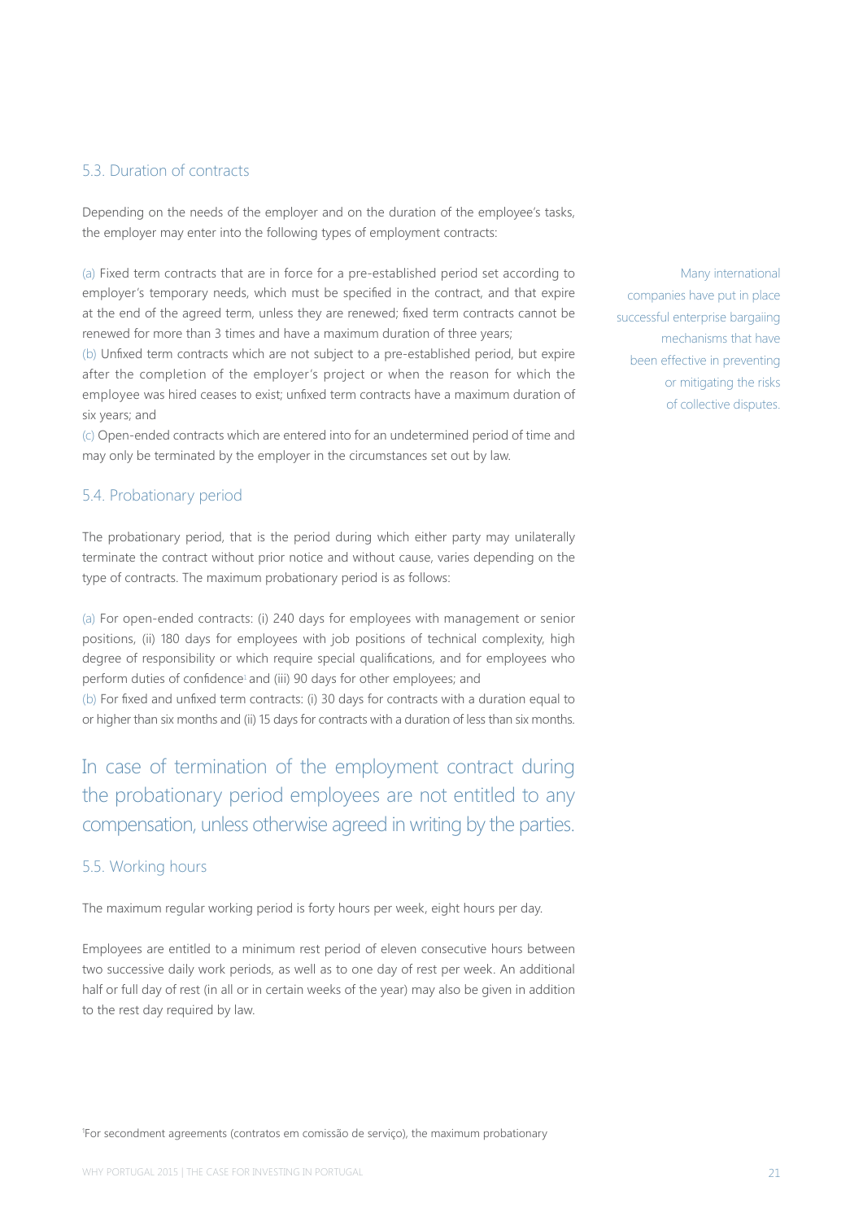### 5.3. Duration of contracts

Depending on the needs of the employer and on the duration of the employee's tasks, the employer may enter into the following types of employment contracts:

(a) Fixed term contracts that are in force for a pre-established period set according to employer's temporary needs, which must be specified in the contract, and that expire at the end of the agreed term, unless they are renewed; fixed term contracts cannot be renewed for more than 3 times and have a maximum duration of three years;
(b) Unfixed term contracts which are not subject to a pre-established period, but expire after the completion of the employer's project or when the reason for which the employee was hired ceases to exist; unfixed term contracts have a maximum duration of six years; and
(c) Open-ended contracts which are entered into for an undetermined period of time and may only be terminated by the employer in the circumstances set out by law.

Many international companies have put in place successful enterprise bargaiing mechanisms that have been effective in preventing or mitigating the risks of collective disputes.

### 5.4. Probationary period

The probationary period, that is the period during which either party may unilaterally terminate the contract without prior notice and without cause, varies depending on the type of contracts. The maximum probationary period is as follows:

(a) For open-ended contracts: (i) 240 days for employees with management or senior positions, (ii) 180 days for employees with job positions of technical complexity, high degree of responsibility or which require special qualifications, and for employees who perform duties of confidence[1] and (iii) 90 days for other employees; and
(b) For fixed and unfixed term contracts: (i) 30 days for contracts with a duration equal to or higher than six months and (ii) 15 days for contracts with a duration of less than six months.

In case of termination of the employment contract during the probationary period employees are not entitled to any compensation, unless otherwise agreed in writing by the parties.

### 5.5. Working hours

The maximum regular working period is forty hours per week, eight hours per day.

Employees are entitled to a minimum rest period of eleven consecutive hours between two successive daily work periods, as well as to one day of rest per week. An additional half or full day of rest (in all or in certain weeks of the year) may also be given in addition to the rest day required by law.

[1]For secondment agreements (contratos em comissão de serviço), the maximum probationary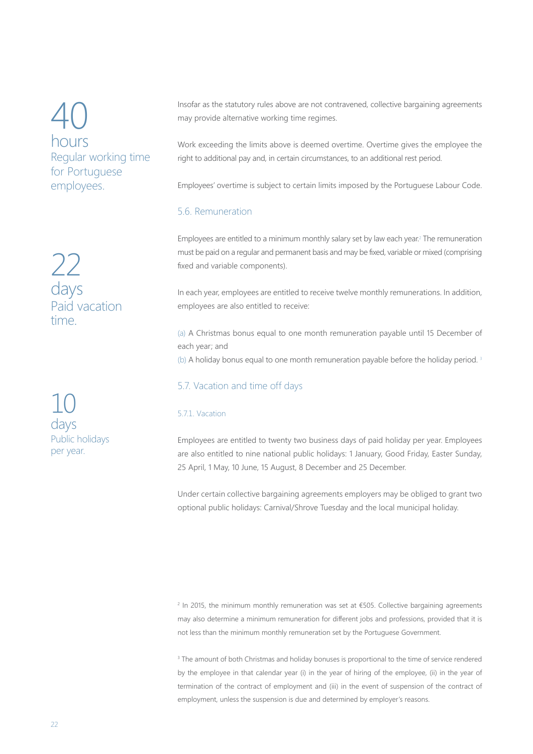**40**
hours
Regular working time for Portuguese employees.

**22**
days
Paid vacation time.

**10**
days
Public holidays per year.

Insofar as the statutory rules above are not contravened, collective bargaining agreements may provide alternative working time regimes.

Work exceeding the limits above is deemed overtime. Overtime gives the employee the right to additional pay and, in certain circumstances, to an additional rest period.

Employees' overtime is subject to certain limits imposed by the Portuguese Labour Code.

## 5.6. Remuneration

Employees are entitled to a minimum monthly salary set by law each year.[2] The remuneration must be paid on a regular and permanent basis and may be fixed, variable or mixed (comprising fixed and variable components).

In each year, employees are entitled to receive twelve monthly remunerations. In addition, employees are also entitled to receive:

(a) A Christmas bonus equal to one month remuneration payable until 15 December of each year; and
(b) A holiday bonus equal to one month remuneration payable before the holiday period.[3]

## 5.7. Vacation and time off days

### 5.7.1. Vacation

Employees are entitled to twenty two business days of paid holiday per year. Employees are also entitled to nine national public holidays: 1 January, Good Friday, Easter Sunday, 25 April, 1 May, 10 June, 15 August, 8 December and 25 December.

Under certain collective bargaining agreements employers may be obliged to grant two optional public holidays: Carnival/Shrove Tuesday and the local municipal holiday.

[2] In 2015, the minimum monthly remuneration was set at €505. Collective bargaining agreements may also determine a minimum remuneration for different jobs and professions, provided that it is not less than the minimum monthly remuneration set by the Portuguese Government.

[3] The amount of both Christmas and holiday bonuses is proportional to the time of service rendered by the employee in that calendar year (i) in the year of hiring of the employee, (ii) in the year of termination of the contract of employment and (iii) in the event of suspension of the contract of employment, unless the suspension is due and determined by employer's reasons.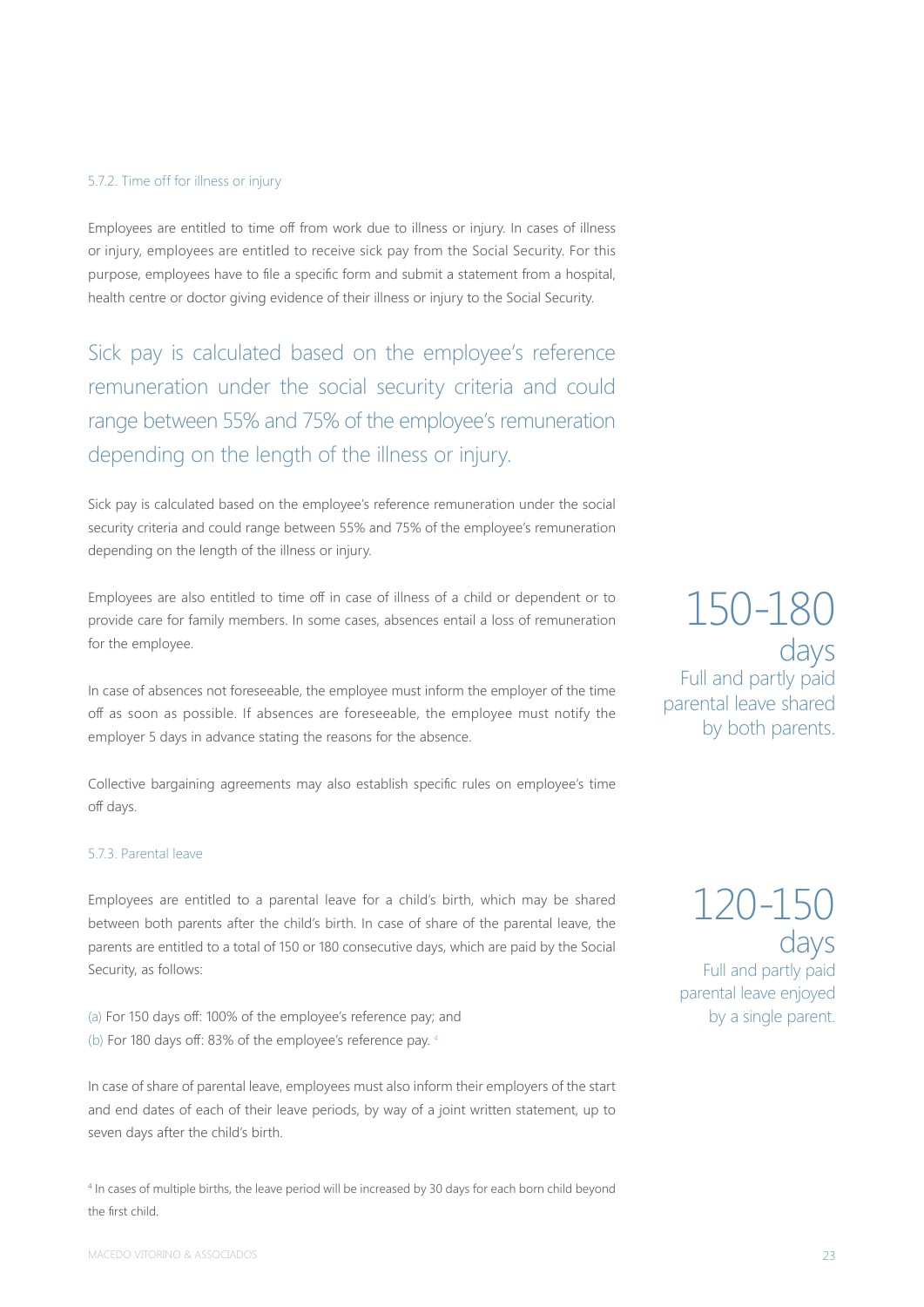### 5.7.2. Time off for illness or injury

Employees are entitled to time off from work due to illness or injury. In cases of illness or injury, employees are entitled to receive sick pay from the Social Security. For this purpose, employees have to file a specific form and submit a statement from a hospital, health centre or doctor giving evidence of their illness or injury to the Social Security.

> Sick pay is calculated based on the employee's reference remuneration under the social security criteria and could range between 55% and 75% of the employee's remuneration depending on the length of the illness or injury.

Sick pay is calculated based on the employee's reference remuneration under the social security criteria and could range between 55% and 75% of the employee's remuneration depending on the length of the illness or injury.

Employees are also entitled to time off in case of illness of a child or dependent or to provide care for family members. In some cases, absences entail a loss of remuneration for the employee.

In case of absences not foreseeable, the employee must inform the employer of the time off as soon as possible. If absences are foreseeable, the employee must notify the employer 5 days in advance stating the reasons for the absence.

Collective bargaining agreements may also establish specific rules on employee's time off days.

### 5.7.3. Parental leave

Employees are entitled to a parental leave for a child's birth, which may be shared between both parents after the child's birth. In case of share of the parental leave, the parents are entitled to a total of 150 or 180 consecutive days, which are paid by the Social Security, as follows:

(a) For 150 days off: 100% of the employee's reference pay; and
(b) For 180 days off: 83% of the employee's reference pay. [4]

In case of share of parental leave, employees must also inform their employers of the start and end dates of each of their leave periods, by way of a joint written statement, up to seven days after the child's birth.

**150-180 days**
Full and partly paid parental leave shared by both parents.

**120-150 days**
Full and partly paid parental leave enjoyed by a single parent.

[4] In cases of multiple births, the leave period will be increased by 30 days for each born child beyond the first child.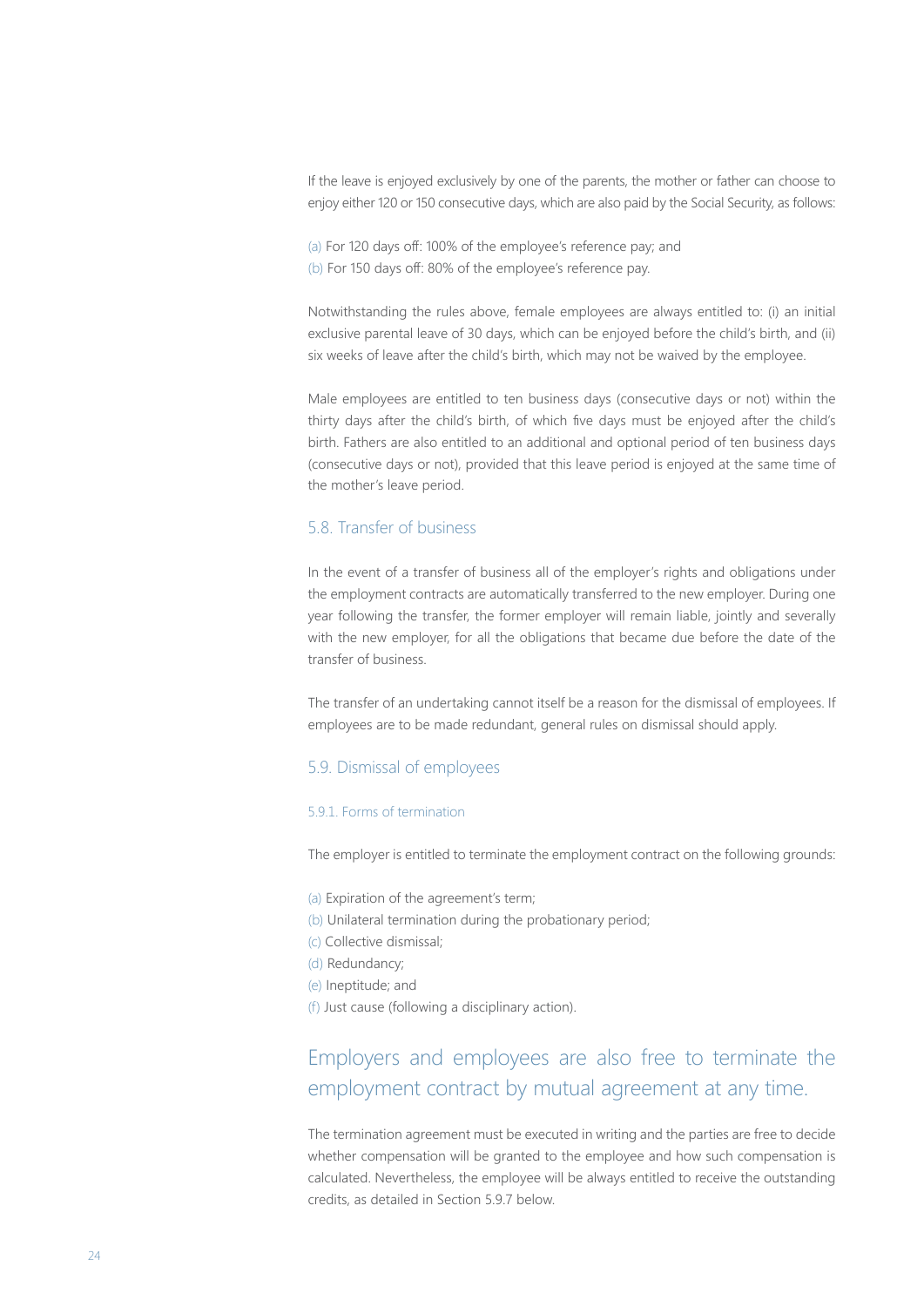If the leave is enjoyed exclusively by one of the parents, the mother or father can choose to enjoy either 120 or 150 consecutive days, which are also paid by the Social Security, as follows:

(a) For 120 days off: 100% of the employee's reference pay; and
(b) For 150 days off: 80% of the employee's reference pay.

Notwithstanding the rules above, female employees are always entitled to: (i) an initial exclusive parental leave of 30 days, which can be enjoyed before the child's birth, and (ii) six weeks of leave after the child's birth, which may not be waived by the employee.

Male employees are entitled to ten business days (consecutive days or not) within the thirty days after the child's birth, of which five days must be enjoyed after the child's birth. Fathers are also entitled to an additional and optional period of ten business days (consecutive days or not), provided that this leave period is enjoyed at the same time of the mother's leave period.

## 5.8. Transfer of business

In the event of a transfer of business all of the employer's rights and obligations under the employment contracts are automatically transferred to the new employer. During one year following the transfer, the former employer will remain liable, jointly and severally with the new employer, for all the obligations that became due before the date of the transfer of business.

The transfer of an undertaking cannot itself be a reason for the dismissal of employees. If employees are to be made redundant, general rules on dismissal should apply.

## 5.9. Dismissal of employees

### 5.9.1. Forms of termination

The employer is entitled to terminate the employment contract on the following grounds:

(a) Expiration of the agreement's term;
(b) Unilateral termination during the probationary period;
(c) Collective dismissal;
(d) Redundancy;
(e) Ineptitude; and
(f) Just cause (following a disciplinary action).

Employers and employees are also free to terminate the employment contract by mutual agreement at any time.

The termination agreement must be executed in writing and the parties are free to decide whether compensation will be granted to the employee and how such compensation is calculated. Nevertheless, the employee will be always entitled to receive the outstanding credits, as detailed in Section 5.9.7 below.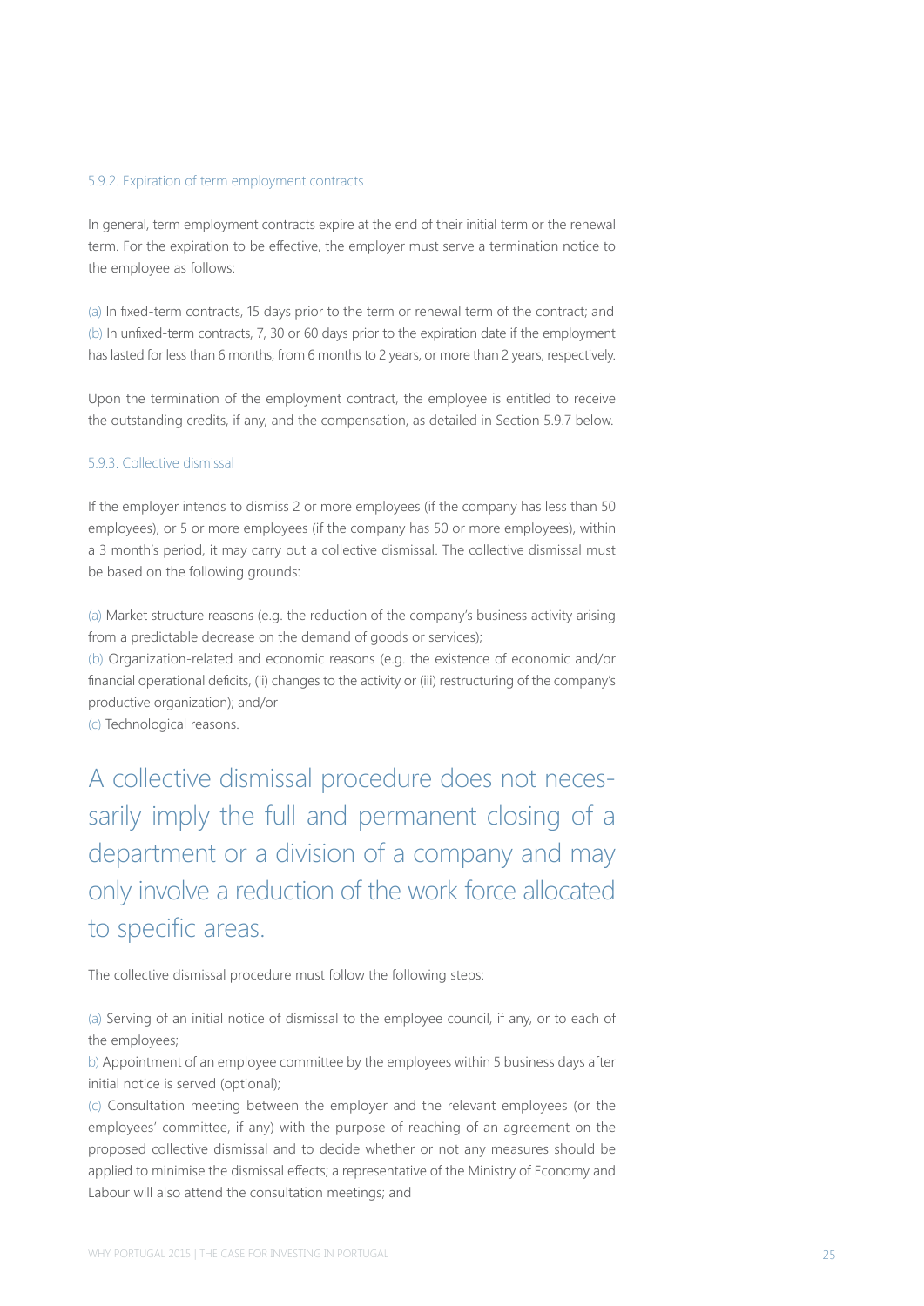### 5.9.2. Expiration of term employment contracts

In general, term employment contracts expire at the end of their initial term or the renewal term. For the expiration to be effective, the employer must serve a termination notice to the employee as follows:

(a) In fixed-term contracts, 15 days prior to the term or renewal term of the contract; and
(b) In unfixed-term contracts, 7, 30 or 60 days prior to the expiration date if the employment has lasted for less than 6 months, from 6 months to 2 years, or more than 2 years, respectively.

Upon the termination of the employment contract, the employee is entitled to receive the outstanding credits, if any, and the compensation, as detailed in Section 5.9.7 below.

### 5.9.3. Collective dismissal

If the employer intends to dismiss 2 or more employees (if the company has less than 50 employees), or 5 or more employees (if the company has 50 or more employees), within a 3 month's period, it may carry out a collective dismissal. The collective dismissal must be based on the following grounds:

(a) Market structure reasons (e.g. the reduction of the company's business activity arising from a predictable decrease on the demand of goods or services);
(b) Organization-related and economic reasons (e.g. the existence of economic and/or financial operational deficits, (ii) changes to the activity or (iii) restructuring of the company's productive organization); and/or
(c) Technological reasons.

A collective dismissal procedure does not necessarily imply the full and permanent closing of a department or a division of a company and may only involve a reduction of the work force allocated to specific areas.

The collective dismissal procedure must follow the following steps:

(a) Serving of an initial notice of dismissal to the employee council, if any, or to each of the employees;
b) Appointment of an employee committee by the employees within 5 business days after initial notice is served (optional);
(c) Consultation meeting between the employer and the relevant employees (or the employees' committee, if any) with the purpose of reaching of an agreement on the proposed collective dismissal and to decide whether or not any measures should be applied to minimise the dismissal effects; a representative of the Ministry of Economy and Labour will also attend the consultation meetings; and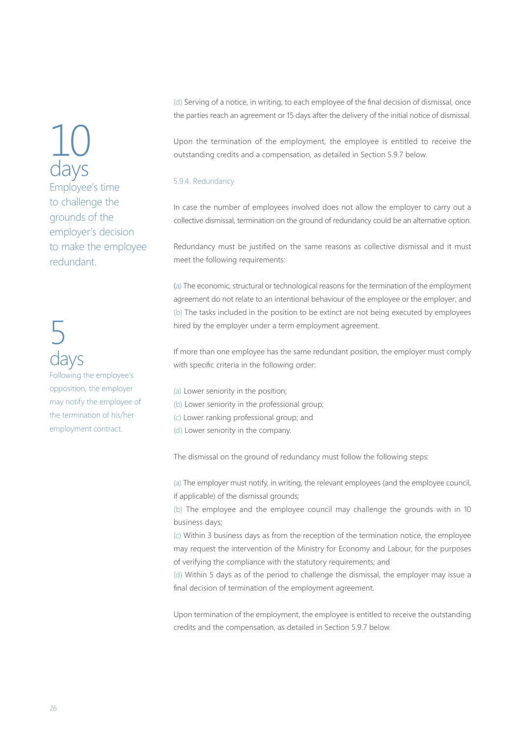**10 days**

Employee's time to challenge the grounds of the employer's decision to make the employee redundant.

**5 days**

Following the employee's opposition, the employer may notify the employee of the termination of his/her employment contract.

(d) Serving of a notice, in writing, to each employee of the final decision of dismissal, once the parties reach an agreement or 15 days after the delivery of the initial notice of dismissal.

Upon the termination of the employment, the employee is entitled to receive the outstanding credits and a compensation, as detailed in Section 5.9.7 below.

### 5.9.4. Redundancy

In case the number of employees involved does not allow the employer to carry out a collective dismissal, termination on the ground of redundancy could be an alternative option.

Redundancy must be justified on the same reasons as collective dismissal and it must meet the following requirements:

(a) The economic, structural or technological reasons for the termination of the employment agreement do not relate to an intentional behaviour of the employee or the employer; and
(b) The tasks included in the position to be extinct are not being executed by employees hired by the employer under a term employment agreement.

If more than one employee has the same redundant position, the employer must comply with specific criteria in the following order:

(a) Lower seniority in the position;
(b) Lower seniority in the professional group;
(c) Lower ranking professional group; and
(d) Lower seniority in the company.

The dismissal on the ground of redundancy must follow the following steps:

(a) The employer must notify, in writing, the relevant employees (and the employee council, if applicable) of the dismissal grounds;
(b) The employee and the employee council may challenge the grounds with in 10 business days;
(c) Within 3 business days as from the reception of the termination notice, the employee may request the intervention of the Ministry for Economy and Labour, for the purposes of verifying the compliance with the statutory requirements; and
(d) Within 5 days as of the period to challenge the dismissal, the employer may issue a final decision of termination of the employment agreement.

Upon termination of the employment, the employee is entitled to receive the outstanding credits and the compensation, as detailed in Section 5.9.7 below.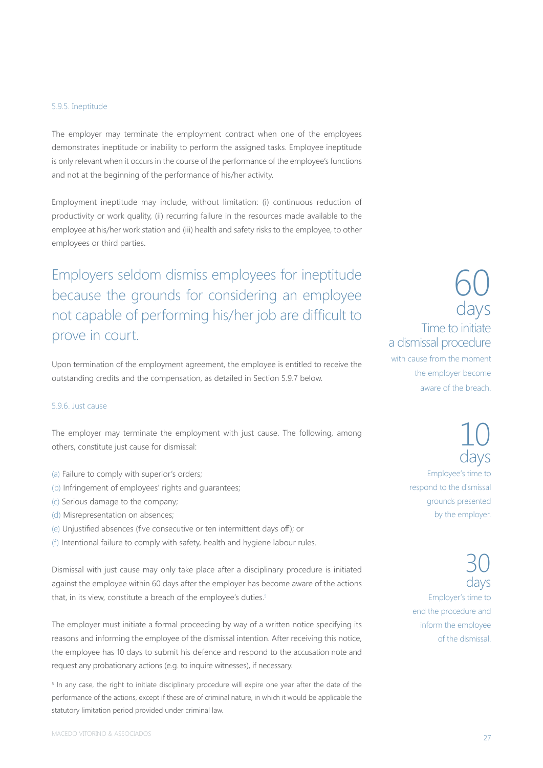#### 5.9.5. Ineptitude

The employer may terminate the employment contract when one of the employees demonstrates ineptitude or inability to perform the assigned tasks. Employee ineptitude is only relevant when it occurs in the course of the performance of the employee's functions and not at the beginning of the performance of his/her activity.

Employment ineptitude may include, without limitation: (i) continuous reduction of productivity or work quality, (ii) recurring failure in the resources made available to the employee at his/her work station and (iii) health and safety risks to the employee, to other employees or third parties.

> Employers seldom dismiss employees for ineptitude because the grounds for considering an employee not capable of performing his/her job are difficult to prove in court.

Upon termination of the employment agreement, the employee is entitled to receive the outstanding credits and the compensation, as detailed in Section 5.9.7 below.

#### 5.9.6. Just cause

The employer may terminate the employment with just cause. The following, among others, constitute just cause for dismissal:

(a) Failure to comply with superior's orders;
(b) Infringement of employees' rights and guarantees;
(c) Serious damage to the company;
(d) Misrepresentation on absences;
(e) Unjustified absences (five consecutive or ten intermittent days off); or
(f) Intentional failure to comply with safety, health and hygiene labour rules.

Dismissal with just cause may only take place after a disciplinary procedure is initiated against the employee within 60 days after the employer has become aware of the actions that, in its view, constitute a breach of the employee's duties.[5]

The employer must initiate a formal proceeding by way of a written notice specifying its reasons and informing the employee of the dismissal intention. After receiving this notice, the employee has 10 days to submit his defence and respond to the accusation note and request any probationary actions (e.g. to inquire witnesses), if necessary.

[5] In any case, the right to initiate disciplinary procedure will expire one year after the date of the performance of the actions, except if these are of criminal nature, in which it would be applicable the statutory limitation period provided under criminal law.

**60 days**
Time to initiate a dismissal procedure with cause from the moment the employer become aware of the breach.

**10 days**
Employee's time to respond to the dismissal grounds presented by the employer.

**30 days**
Employer's time to end the procedure and inform the employee of the dismissal.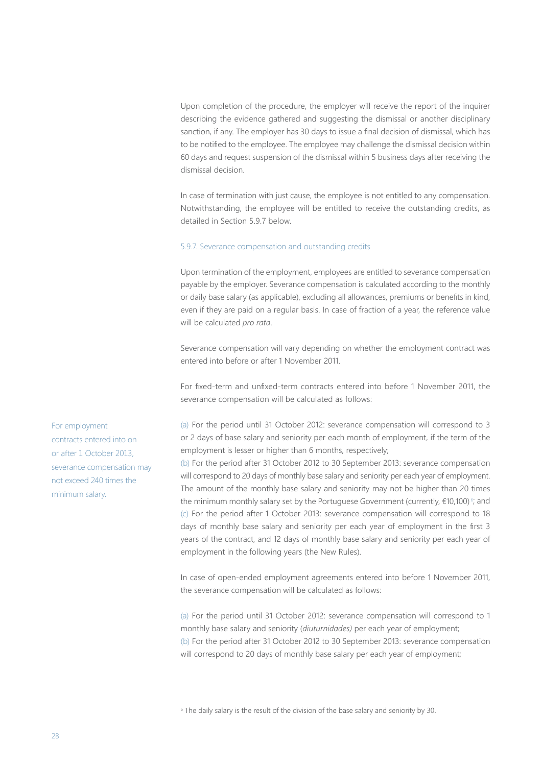Upon completion of the procedure, the employer will receive the report of the inquirer describing the evidence gathered and suggesting the dismissal or another disciplinary sanction, if any. The employer has 30 days to issue a final decision of dismissal, which has to be notified to the employee. The employee may challenge the dismissal decision within 60 days and request suspension of the dismissal within 5 business days after receiving the dismissal decision.

In case of termination with just cause, the employee is not entitled to any compensation. Notwithstanding, the employee will be entitled to receive the outstanding credits, as detailed in Section 5.9.7 below.

#### 5.9.7. Severance compensation and outstanding credits

Upon termination of the employment, employees are entitled to severance compensation payable by the employer. Severance compensation is calculated according to the monthly or daily base salary (as applicable), excluding all allowances, premiums or benefits in kind, even if they are paid on a regular basis. In case of fraction of a year, the reference value will be calculated *pro rata*.

Severance compensation will vary depending on whether the employment contract was entered into before or after 1 November 2011.

For fixed-term and unfixed-term contracts entered into before 1 November 2011, the severance compensation will be calculated as follows:

For employment contracts entered into on or after 1 October 2013, severance compensation may not exceed 240 times the minimum salary.

(a) For the period until 31 October 2012: severance compensation will correspond to 3 or 2 days of base salary and seniority per each month of employment, if the term of the employment is lesser or higher than 6 months, respectively;
(b) For the period after 31 October 2012 to 30 September 2013: severance compensation will correspond to 20 days of monthly base salary and seniority per each year of employment. The amount of the monthly base salary and seniority may not be higher than 20 times the minimum monthly salary set by the Portuguese Government (currently, €10,100)[6]; and
(c) For the period after 1 October 2013: severance compensation will correspond to 18 days of monthly base salary and seniority per each year of employment in the first 3 years of the contract, and 12 days of monthly base salary and seniority per each year of employment in the following years (the New Rules).

In case of open-ended employment agreements entered into before 1 November 2011, the severance compensation will be calculated as follows:

(a) For the period until 31 October 2012: severance compensation will correspond to 1 monthly base salary and seniority (*diuturnidades)* per each year of employment;
(b) For the period after 31 October 2012 to 30 September 2013: severance compensation will correspond to 20 days of monthly base salary per each year of employment;

[6] The daily salary is the result of the division of the base salary and seniority by 30.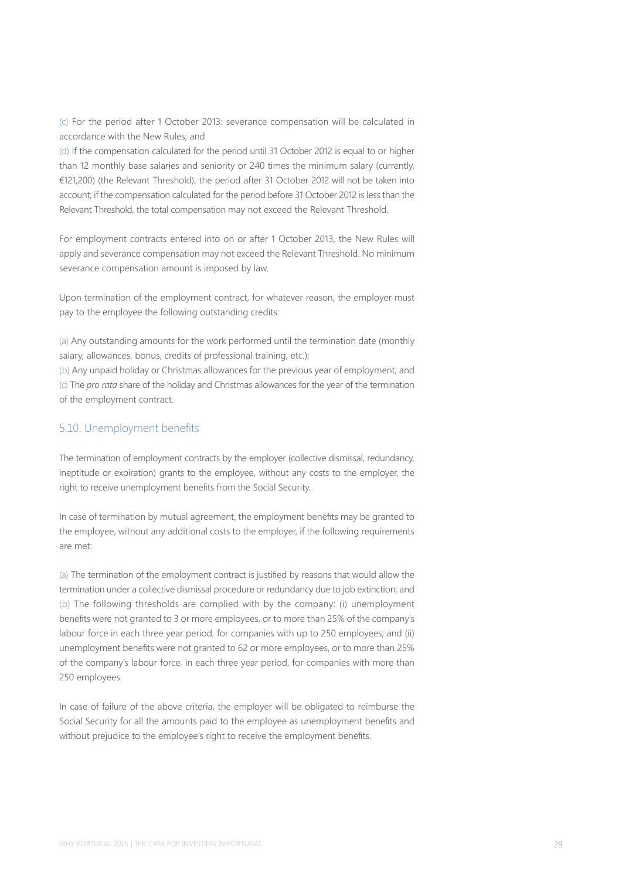(c) For the period after 1 October 2013: severance compensation will be calculated in accordance with the New Rules; and

(d) If the compensation calculated for the period until 31 October 2012 is equal to or higher than 12 monthly base salaries and seniority or 240 times the minimum salary (currently, €121,200) (the Relevant Threshold), the period after 31 October 2012 will not be taken into account; if the compensation calculated for the period before 31 October 2012 is less than the Relevant Threshold, the total compensation may not exceed the Relevant Threshold.

For employment contracts entered into on or after 1 October 2013, the New Rules will apply and severance compensation may not exceed the Relevant Threshold. No minimum severance compensation amount is imposed by law.

Upon termination of the employment contract, for whatever reason, the employer must pay to the employee the following outstanding credits:

(a) Any outstanding amounts for the work performed until the termination date (monthly salary, allowances, bonus, credits of professional training, etc.);

(b) Any unpaid holiday or Christmas allowances for the previous year of employment; and

(c) The *pro rata* share of the holiday and Christmas allowances for the year of the termination of the employment contract.

## 5.10. Unemployment benefits

The termination of employment contracts by the employer (collective dismissal, redundancy, ineptitude or expiration) grants to the employee, without any costs to the employer, the right to receive unemployment benefits from the Social Security.

In case of termination by mutual agreement, the employment benefits may be granted to the employee, without any additional costs to the employer, if the following requirements are met:

(a) The termination of the employment contract is justified by reasons that would allow the termination under a collective dismissal procedure or redundancy due to job extinction; and

(b) The following thresholds are complied with by the company: (i) unemployment benefits were not granted to 3 or more employees, or to more than 25% of the company's labour force in each three year period, for companies with up to 250 employees; and (ii) unemployment benefits were not granted to 62 or more employees, or to more than 25% of the company's labour force, in each three year period, for companies with more than 250 employees.

In case of failure of the above criteria, the employer will be obligated to reimburse the Social Security for all the amounts paid to the employee as unemployment benefits and without prejudice to the employee's right to receive the employment benefits.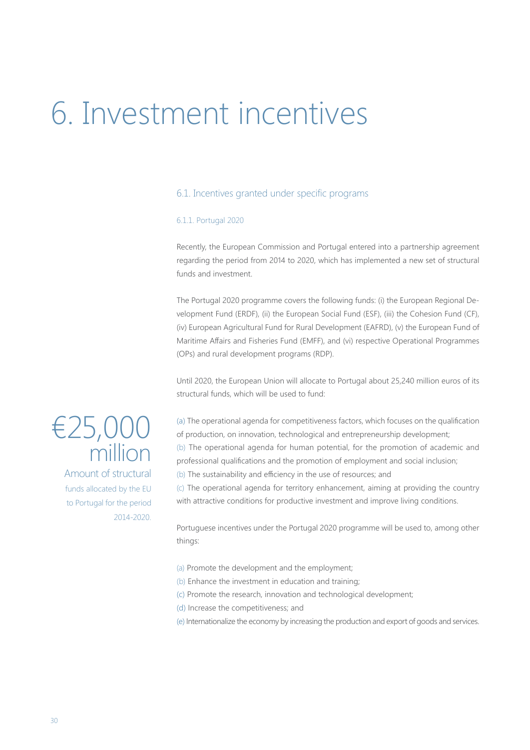# 6. Investment incentives

## 6.1. Incentives granted under specific programs

### 6.1.1. Portugal 2020

Recently, the European Commission and Portugal entered into a partnership agreement regarding the period from 2014 to 2020, which has implemented a new set of structural funds and investment.

The Portugal 2020 programme covers the following funds: (i) the European Regional Development Fund (ERDF), (ii) the European Social Fund (ESF), (iii) the Cohesion Fund (CF), (iv) European Agricultural Fund for Rural Development (EAFRD), (v) the European Fund of Maritime Affairs and Fisheries Fund (EMFF), and (vi) respective Operational Programmes (OPs) and rural development programs (RDP).

Until 2020, the European Union will allocate to Portugal about 25,240 million euros of its structural funds, which will be used to fund:

€25,000 million

Amount of structural funds allocated by the EU to Portugal for the period 2014-2020.

(a) The operational agenda for competitiveness factors, which focuses on the qualification of production, on innovation, technological and entrepreneurship development;
(b) The operational agenda for human potential, for the promotion of academic and professional qualifications and the promotion of employment and social inclusion;
(b) The sustainability and efficiency in the use of resources; and
(c) The operational agenda for territory enhancement, aiming at providing the country with attractive conditions for productive investment and improve living conditions.

Portuguese incentives under the Portugal 2020 programme will be used to, among other things:

(a) Promote the development and the employment;
(b) Enhance the investment in education and training;
(c) Promote the research, innovation and technological development;
(d) Increase the competitiveness; and
(e) Internationalize the economy by increasing the production and export of goods and services.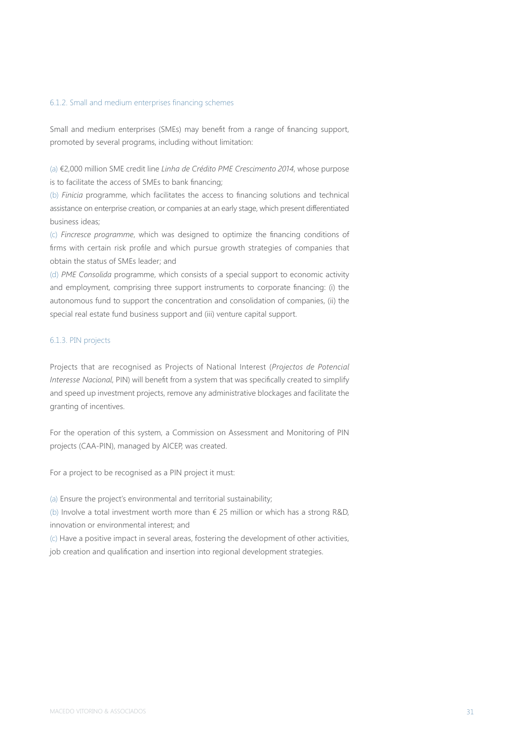#### 6.1.2. Small and medium enterprises financing schemes

Small and medium enterprises (SMEs) may benefit from a range of financing support, promoted by several programs, including without limitation:

(a) €2,000 million SME credit line *Linha de Crédito PME Crescimento 2014*, whose purpose is to facilitate the access of SMEs to bank financing;
(b) *Finicia* programme, which facilitates the access to financing solutions and technical assistance on enterprise creation, or companies at an early stage, which present differentiated business ideas;
(c) *Fincresce programme*, which was designed to optimize the financing conditions of firms with certain risk profile and which pursue growth strategies of companies that obtain the status of SMEs leader; and
(d) *PME Consolida* programme, which consists of a special support to economic activity and employment, comprising three support instruments to corporate financing: (i) the autonomous fund to support the concentration and consolidation of companies, (ii) the special real estate fund business support and (iii) venture capital support.

#### 6.1.3. PIN projects

Projects that are recognised as Projects of National Interest (*Projectos de Potencial Interesse Nacional*, PIN) will benefit from a system that was specifically created to simplify and speed up investment projects, remove any administrative blockages and facilitate the granting of incentives.

For the operation of this system, a Commission on Assessment and Monitoring of PIN projects (CAA-PIN), managed by AICEP, was created.

For a project to be recognised as a PIN project it must:

(a) Ensure the project's environmental and territorial sustainability;
(b) Involve a total investment worth more than € 25 million or which has a strong R&D, innovation or environmental interest; and
(c) Have a positive impact in several areas, fostering the development of other activities, job creation and qualification and insertion into regional development strategies.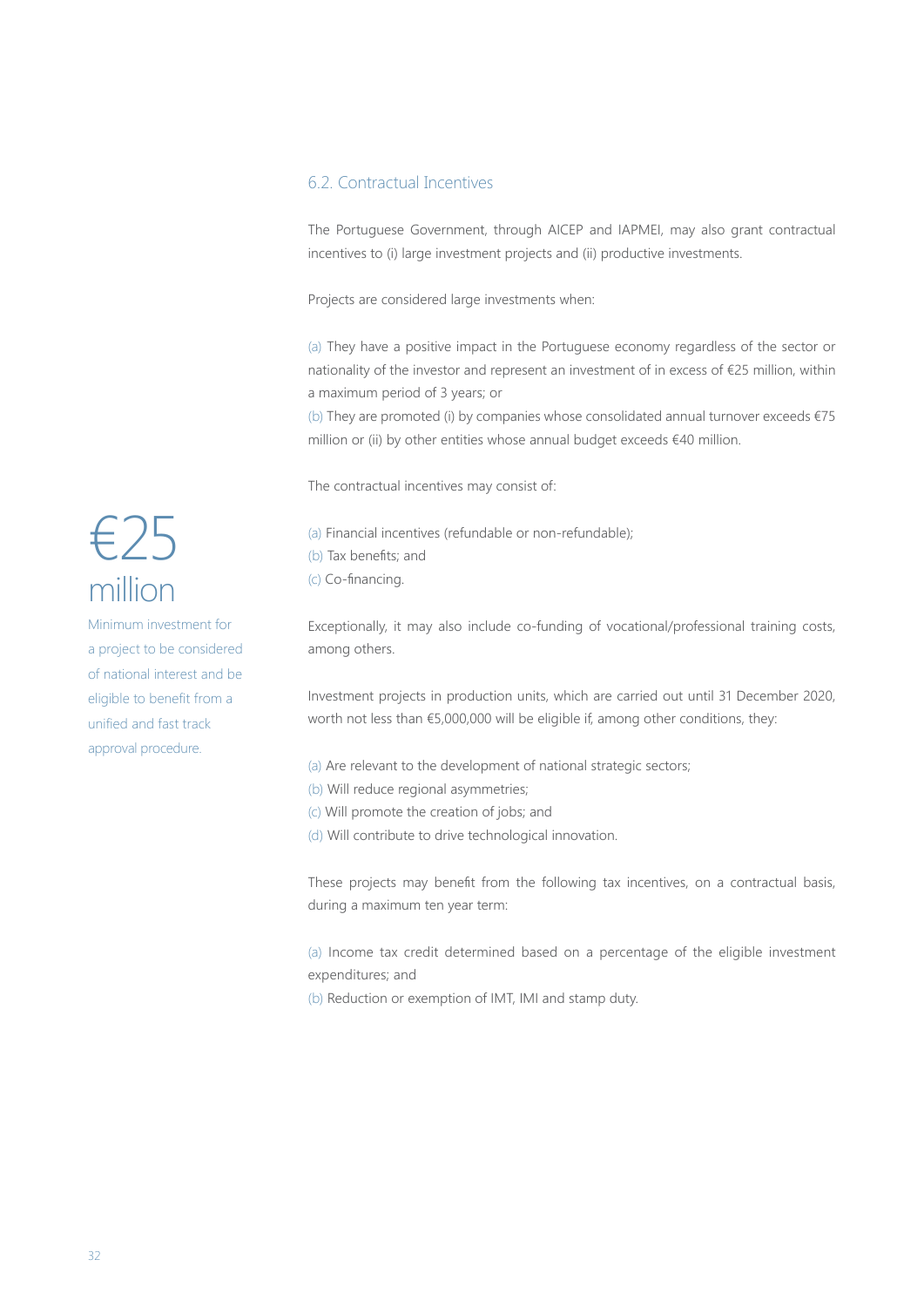## 6.2. Contractual Incentives

The Portuguese Government, through AICEP and IAPMEI, may also grant contractual incentives to (i) large investment projects and (ii) productive investments.

Projects are considered large investments when:

(a) They have a positive impact in the Portuguese economy regardless of the sector or nationality of the investor and represent an investment of in excess of €25 million, within a maximum period of 3 years; or
(b) They are promoted (i) by companies whose consolidated annual turnover exceeds €75 million or (ii) by other entities whose annual budget exceeds €40 million.

The contractual incentives may consist of:

(a) Financial incentives (refundable or non-refundable);
(b) Tax benefits; and
(c) Co-financing.

Exceptionally, it may also include co-funding of vocational/professional training costs, among others.

Investment projects in production units, which are carried out until 31 December 2020, worth not less than €5,000,000 will be eligible if, among other conditions, they:

(a) Are relevant to the development of national strategic sectors;
(b) Will reduce regional asymmetries;
(c) Will promote the creation of jobs; and
(d) Will contribute to drive technological innovation.

These projects may benefit from the following tax incentives, on a contractual basis, during a maximum ten year term:

(a) Income tax credit determined based on a percentage of the eligible investment expenditures; and
(b) Reduction or exemption of IMT, IMI and stamp duty.

**€25 million**

Minimum investment for a project to be considered of national interest and be eligible to benefit from a unified and fast track approval procedure.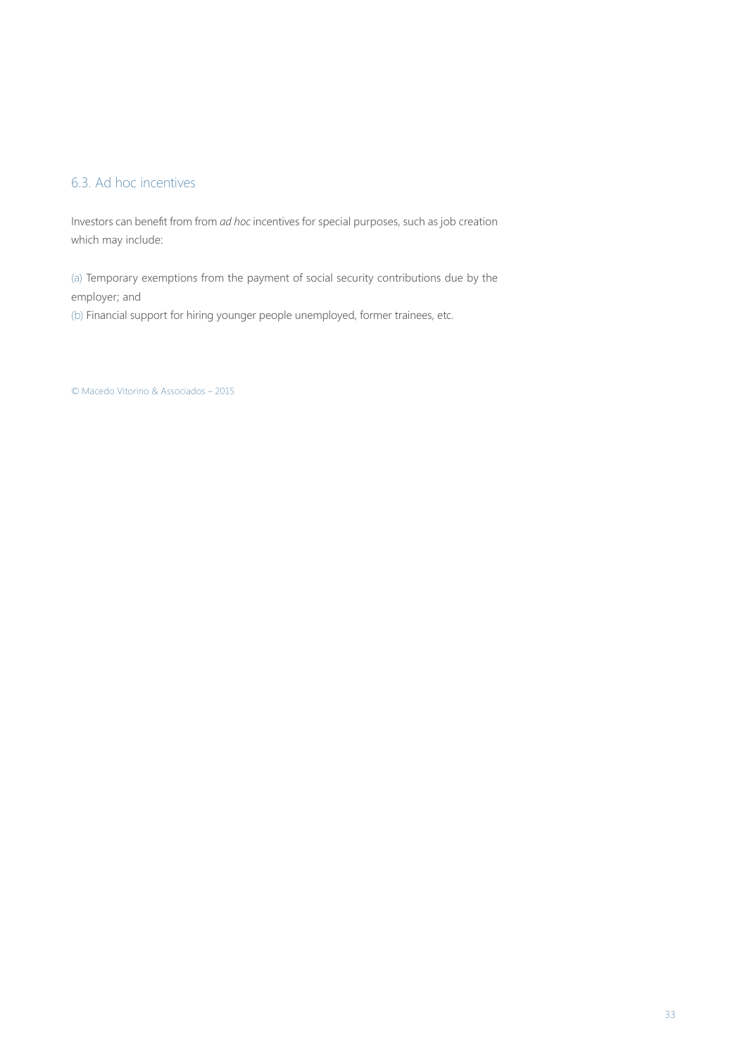## 6.3. Ad hoc incentives

Investors can benefit from from *ad hoc* incentives for special purposes, such as job creation which may include:

(a) Temporary exemptions from the payment of social security contributions due by the employer; and

(b) Financial support for hiring younger people unemployed, former trainees, etc.

© Macedo Vitorino & Associados – 2015